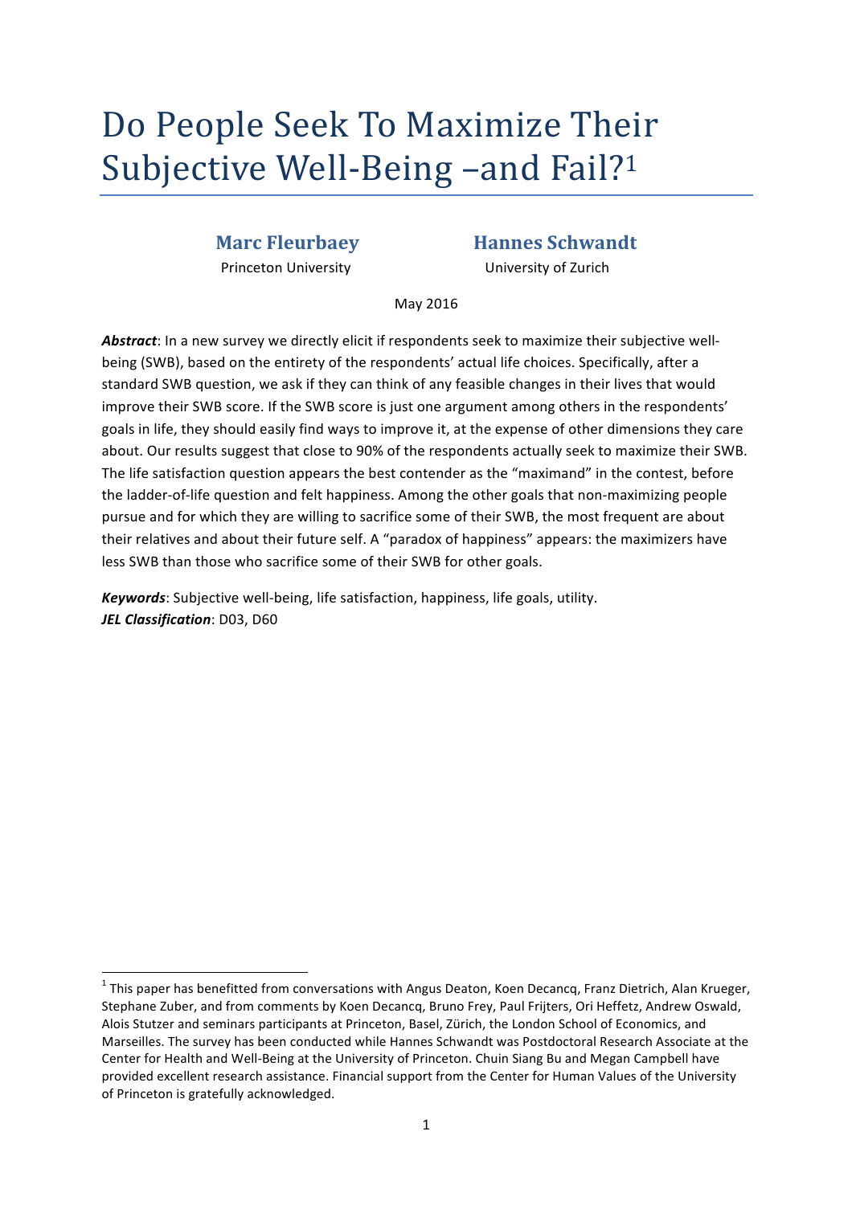# Do People Seek To Maximize Their Subjective Well-Being –and Fail?[1]

**Marc Fleurbaey**
Princeton University

**Hannes Schwandt**
University of Zurich

May 2016

***Abstract***: In a new survey we directly elicit if respondents seek to maximize their subjective well-being (SWB), based on the entirety of the respondents' actual life choices. Specifically, after a standard SWB question, we ask if they can think of any feasible changes in their lives that would improve their SWB score. If the SWB score is just one argument among others in the respondents' goals in life, they should easily find ways to improve it, at the expense of other dimensions they care about. Our results suggest that close to 90% of the respondents actually seek to maximize their SWB. The life satisfaction question appears the best contender as the "maximand" in the contest, before the ladder-of-life question and felt happiness. Among the other goals that non-maximizing people pursue and for which they are willing to sacrifice some of their SWB, the most frequent are about their relatives and about their future self. A "paradox of happiness" appears: the maximizers have less SWB than those who sacrifice some of their SWB for other goals.

***Keywords***: Subjective well-being, life satisfaction, happiness, life goals, utility.
***JEL Classification***: D03, D60

[1] This paper has benefitted from conversations with Angus Deaton, Koen Decancq, Franz Dietrich, Alan Krueger, Stephane Zuber, and from comments by Koen Decancq, Bruno Frey, Paul Frijters, Ori Heffetz, Andrew Oswald, Alois Stutzer and seminars participants at Princeton, Basel, Zürich, the London School of Economics, and Marseilles. The survey has been conducted while Hannes Schwandt was Postdoctoral Research Associate at the Center for Health and Well-Being at the University of Princeton. Chuin Siang Bu and Megan Campbell have provided excellent research assistance. Financial support from the Center for Human Values of the University of Princeton is gratefully acknowledged.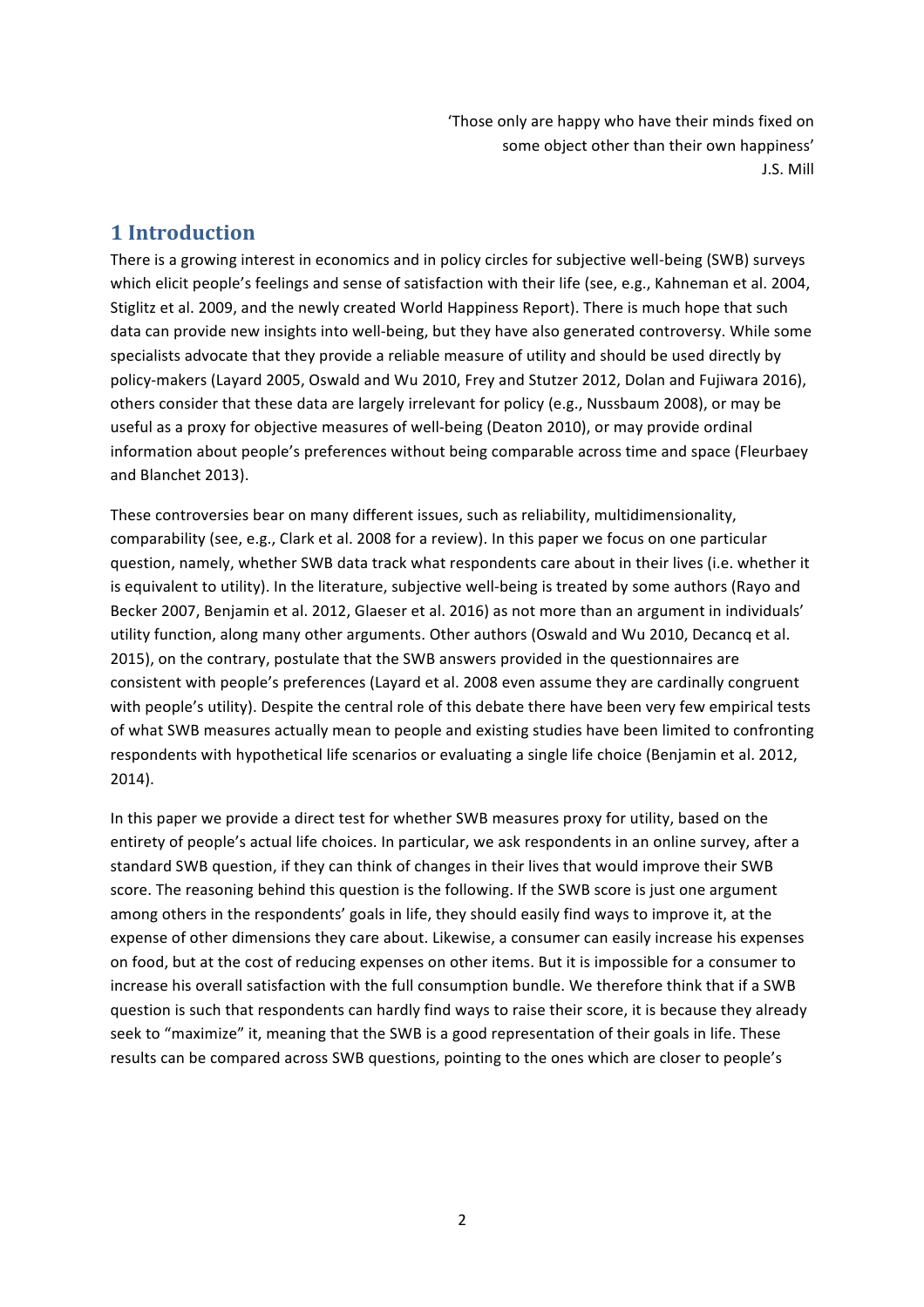> 'Those only are happy who have their minds fixed on
> some object other than their own happiness'
> J.S. Mill

# 1 Introduction

There is a growing interest in economics and in policy circles for subjective well-being (SWB) surveys which elicit people's feelings and sense of satisfaction with their life (see, e.g., Kahneman et al. 2004, Stiglitz et al. 2009, and the newly created World Happiness Report). There is much hope that such data can provide new insights into well-being, but they have also generated controversy. While some specialists advocate that they provide a reliable measure of utility and should be used directly by policy-makers (Layard 2005, Oswald and Wu 2010, Frey and Stutzer 2012, Dolan and Fujiwara 2016), others consider that these data are largely irrelevant for policy (e.g., Nussbaum 2008), or may be useful as a proxy for objective measures of well-being (Deaton 2010), or may provide ordinal information about people's preferences without being comparable across time and space (Fleurbaey and Blanchet 2013).

These controversies bear on many different issues, such as reliability, multidimensionality, comparability (see, e.g., Clark et al. 2008 for a review). In this paper we focus on one particular question, namely, whether SWB data track what respondents care about in their lives (i.e. whether it is equivalent to utility). In the literature, subjective well-being is treated by some authors (Rayo and Becker 2007, Benjamin et al. 2012, Glaeser et al. 2016) as not more than an argument in individuals' utility function, along many other arguments. Other authors (Oswald and Wu 2010, Decancq et al. 2015), on the contrary, postulate that the SWB answers provided in the questionnaires are consistent with people's preferences (Layard et al. 2008 even assume they are cardinally congruent with people's utility). Despite the central role of this debate there have been very few empirical tests of what SWB measures actually mean to people and existing studies have been limited to confronting respondents with hypothetical life scenarios or evaluating a single life choice (Benjamin et al. 2012, 2014).

In this paper we provide a direct test for whether SWB measures proxy for utility, based on the entirety of people's actual life choices. In particular, we ask respondents in an online survey, after a standard SWB question, if they can think of changes in their lives that would improve their SWB score. The reasoning behind this question is the following. If the SWB score is just one argument among others in the respondents' goals in life, they should easily find ways to improve it, at the expense of other dimensions they care about. Likewise, a consumer can easily increase his expenses on food, but at the cost of reducing expenses on other items. But it is impossible for a consumer to increase his overall satisfaction with the full consumption bundle. We therefore think that if a SWB question is such that respondents can hardly find ways to raise their score, it is because they already seek to "maximize" it, meaning that the SWB is a good representation of their goals in life. These results can be compared across SWB questions, pointing to the ones which are closer to people's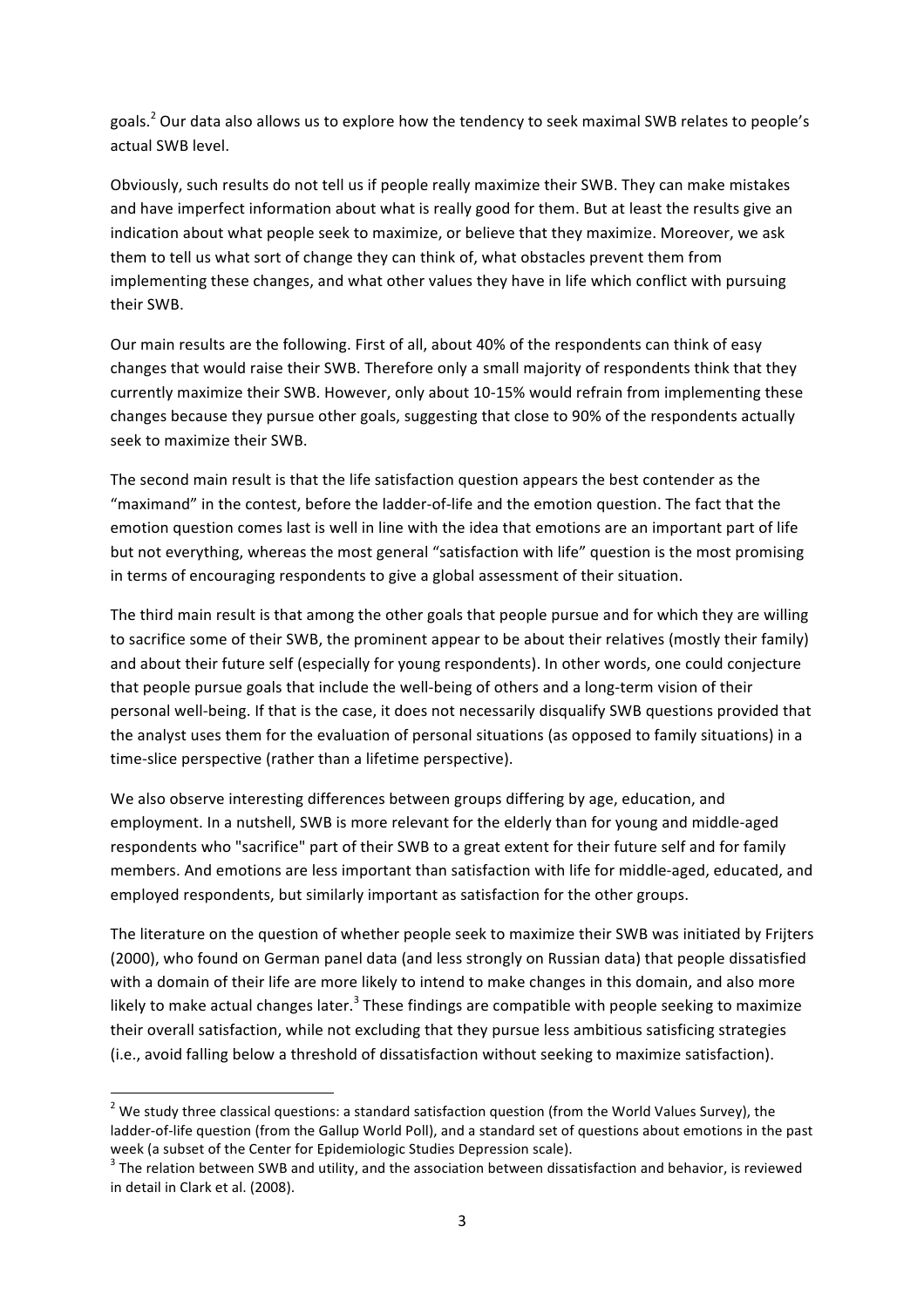goals.[2] Our data also allows us to explore how the tendency to seek maximal SWB relates to people's actual SWB level.

Obviously, such results do not tell us if people really maximize their SWB. They can make mistakes and have imperfect information about what is really good for them. But at least the results give an indication about what people seek to maximize, or believe that they maximize. Moreover, we ask them to tell us what sort of change they can think of, what obstacles prevent them from implementing these changes, and what other values they have in life which conflict with pursuing their SWB.

Our main results are the following. First of all, about 40% of the respondents can think of easy changes that would raise their SWB. Therefore only a small majority of respondents think that they currently maximize their SWB. However, only about 10-15% would refrain from implementing these changes because they pursue other goals, suggesting that close to 90% of the respondents actually seek to maximize their SWB.

The second main result is that the life satisfaction question appears the best contender as the "maximand" in the contest, before the ladder-of-life and the emotion question. The fact that the emotion question comes last is well in line with the idea that emotions are an important part of life but not everything, whereas the most general "satisfaction with life" question is the most promising in terms of encouraging respondents to give a global assessment of their situation.

The third main result is that among the other goals that people pursue and for which they are willing to sacrifice some of their SWB, the prominent appear to be about their relatives (mostly their family) and about their future self (especially for young respondents). In other words, one could conjecture that people pursue goals that include the well-being of others and a long-term vision of their personal well-being. If that is the case, it does not necessarily disqualify SWB questions provided that the analyst uses them for the evaluation of personal situations (as opposed to family situations) in a time-slice perspective (rather than a lifetime perspective).

We also observe interesting differences between groups differing by age, education, and employment. In a nutshell, SWB is more relevant for the elderly than for young and middle-aged respondents who "sacrifice" part of their SWB to a great extent for their future self and for family members. And emotions are less important than satisfaction with life for middle-aged, educated, and employed respondents, but similarly important as satisfaction for the other groups.

The literature on the question of whether people seek to maximize their SWB was initiated by Frijters (2000), who found on German panel data (and less strongly on Russian data) that people dissatisfied with a domain of their life are more likely to intend to make changes in this domain, and also more likely to make actual changes later.[3] These findings are compatible with people seeking to maximize their overall satisfaction, while not excluding that they pursue less ambitious satisficing strategies (i.e., avoid falling below a threshold of dissatisfaction without seeking to maximize satisfaction).

---

[2] We study three classical questions: a standard satisfaction question (from the World Values Survey), the ladder-of-life question (from the Gallup World Poll), and a standard set of questions about emotions in the past week (a subset of the Center for Epidemiologic Studies Depression scale).

[3] The relation between SWB and utility, and the association between dissatisfaction and behavior, is reviewed in detail in Clark et al. (2008).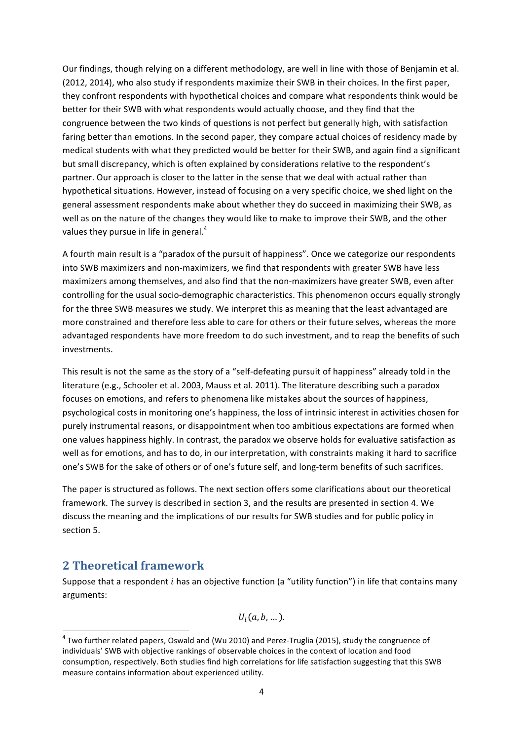Our findings, though relying on a different methodology, are well in line with those of Benjamin et al. (2012, 2014), who also study if respondents maximize their SWB in their choices. In the first paper, they confront respondents with hypothetical choices and compare what respondents think would be better for their SWB with what respondents would actually choose, and they find that the congruence between the two kinds of questions is not perfect but generally high, with satisfaction faring better than emotions. In the second paper, they compare actual choices of residency made by medical students with what they predicted would be better for their SWB, and again find a significant but small discrepancy, which is often explained by considerations relative to the respondent's partner. Our approach is closer to the latter in the sense that we deal with actual rather than hypothetical situations. However, instead of focusing on a very specific choice, we shed light on the general assessment respondents make about whether they do succeed in maximizing their SWB, as well as on the nature of the changes they would like to make to improve their SWB, and the other values they pursue in life in general.[4]

A fourth main result is a "paradox of the pursuit of happiness". Once we categorize our respondents into SWB maximizers and non-maximizers, we find that respondents with greater SWB have less maximizers among themselves, and also find that the non-maximizers have greater SWB, even after controlling for the usual socio-demographic characteristics. This phenomenon occurs equally strongly for the three SWB measures we study. We interpret this as meaning that the least advantaged are more constrained and therefore less able to care for others or their future selves, whereas the more advantaged respondents have more freedom to do such investment, and to reap the benefits of such investments.

This result is not the same as the story of a "self-defeating pursuit of happiness" already told in the literature (e.g., Schooler et al. 2003, Mauss et al. 2011). The literature describing such a paradox focuses on emotions, and refers to phenomena like mistakes about the sources of happiness, psychological costs in monitoring one's happiness, the loss of intrinsic interest in activities chosen for purely instrumental reasons, or disappointment when too ambitious expectations are formed when one values happiness highly. In contrast, the paradox we observe holds for evaluative satisfaction as well as for emotions, and has to do, in our interpretation, with constraints making it hard to sacrifice one's SWB for the sake of others or of one's future self, and long-term benefits of such sacrifices.

The paper is structured as follows. The next section offers some clarifications about our theoretical framework. The survey is described in section 3, and the results are presented in section 4. We discuss the meaning and the implications of our results for SWB studies and for public policy in section 5.

## 2 Theoretical framework

Suppose that a respondent $i$ has an objective function (a "utility function") in life that contains many arguments:

$$U_i(a, b, \dots).$$

[4] Two further related papers, Oswald and (Wu 2010) and Perez-Truglia (2015), study the congruence of individuals' SWB with objective rankings of observable choices in the context of location and food consumption, respectively. Both studies find high correlations for life satisfaction suggesting that this SWB measure contains information about experienced utility.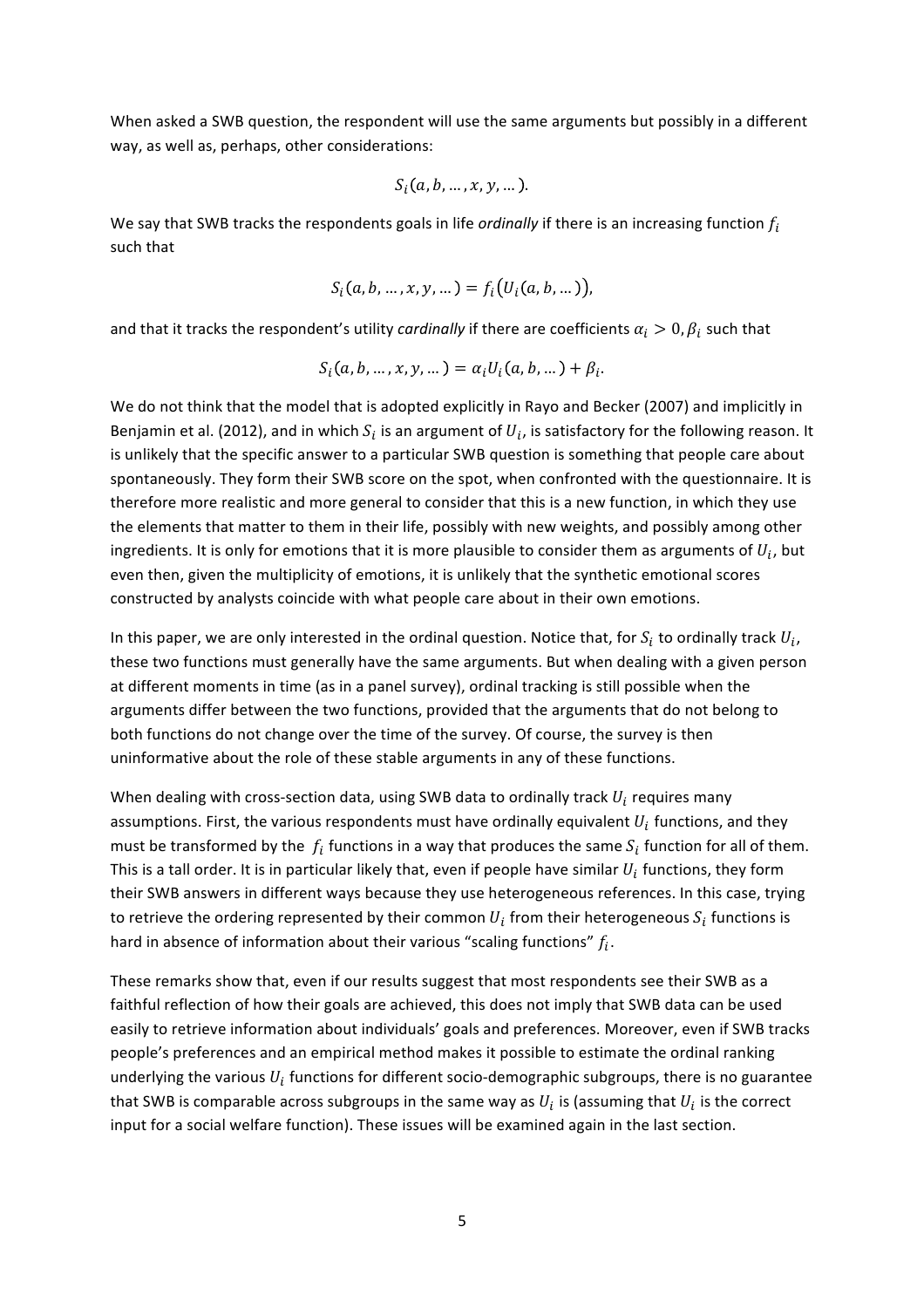When asked a SWB question, the respondent will use the same arguments but possibly in a different way, as well as, perhaps, other considerations:

$$S_i(a, b, \ldots, x, y, \ldots).$$

We say that SWB tracks the respondents goals in life *ordinally* if there is an increasing function $f_i$ such that

$$S_i(a, b, \ldots, x, y, \ldots) = f_i\big(U_i(a, b, \ldots)\big),$$

and that it tracks the respondent's utility *cardinally* if there are coefficients $\alpha_i > 0, \beta_i$ such that

$$S_i(a, b, \ldots, x, y, \ldots) = \alpha_i U_i(a, b, \ldots) + \beta_i.$$

We do not think that the model that is adopted explicitly in Rayo and Becker (2007) and implicitly in Benjamin et al. (2012), and in which $S_i$ is an argument of $U_i$, is satisfactory for the following reason. It is unlikely that the specific answer to a particular SWB question is something that people care about spontaneously. They form their SWB score on the spot, when confronted with the questionnaire. It is therefore more realistic and more general to consider that this is a new function, in which they use the elements that matter to them in their life, possibly with new weights, and possibly among other ingredients. It is only for emotions that it is more plausible to consider them as arguments of $U_i$, but even then, given the multiplicity of emotions, it is unlikely that the synthetic emotional scores constructed by analysts coincide with what people care about in their own emotions.

In this paper, we are only interested in the ordinal question. Notice that, for $S_i$ to ordinally track $U_i$, these two functions must generally have the same arguments. But when dealing with a given person at different moments in time (as in a panel survey), ordinal tracking is still possible when the arguments differ between the two functions, provided that the arguments that do not belong to both functions do not change over the time of the survey. Of course, the survey is then uninformative about the role of these stable arguments in any of these functions.

When dealing with cross-section data, using SWB data to ordinally track $U_i$ requires many assumptions. First, the various respondents must have ordinally equivalent $U_i$ functions, and they must be transformed by the $f_i$ functions in a way that produces the same $S_i$ function for all of them. This is a tall order. It is in particular likely that, even if people have similar $U_i$ functions, they form their SWB answers in different ways because they use heterogeneous references. In this case, trying to retrieve the ordering represented by their common $U_i$ from their heterogeneous $S_i$ functions is hard in absence of information about their various "scaling functions" $f_i$.

These remarks show that, even if our results suggest that most respondents see their SWB as a faithful reflection of how their goals are achieved, this does not imply that SWB data can be used easily to retrieve information about individuals' goals and preferences. Moreover, even if SWB tracks people's preferences and an empirical method makes it possible to estimate the ordinal ranking underlying the various $U_i$ functions for different socio-demographic subgroups, there is no guarantee that SWB is comparable across subgroups in the same way as $U_i$ is (assuming that $U_i$ is the correct input for a social welfare function). These issues will be examined again in the last section.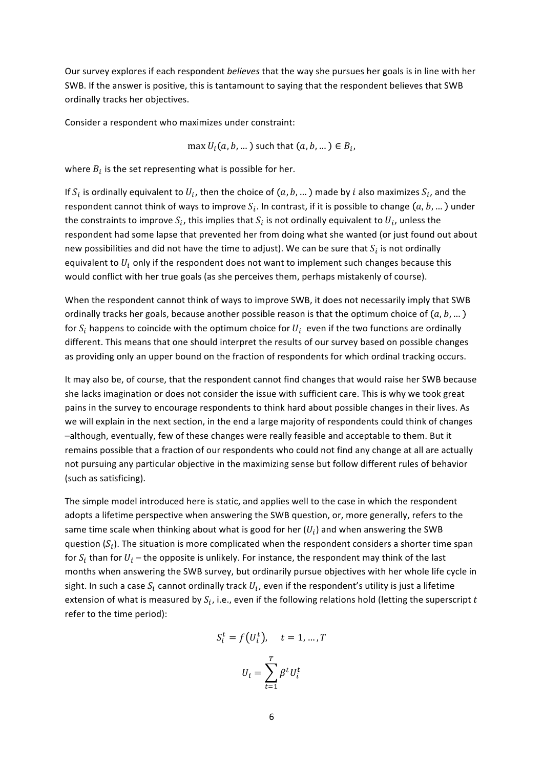Our survey explores if each respondent *believes* that the way she pursues her goals is in line with her SWB. If the answer is positive, this is tantamount to saying that the respondent believes that SWB ordinally tracks her objectives.

Consider a respondent who maximizes under constraint:

$$\max U_i(a, b, \dots) \text{ such that } (a, b, \dots) \in B_i,$$

where $B_i$ is the set representing what is possible for her.

If $S_i$ is ordinally equivalent to $U_i$, then the choice of $(a, b, \dots)$ made by $i$ also maximizes $S_i$, and the respondent cannot think of ways to improve $S_i$. In contrast, if it is possible to change $(a, b, \dots)$ under the constraints to improve $S_i$, this implies that $S_i$ is not ordinally equivalent to $U_i$, unless the respondent had some lapse that prevented her from doing what she wanted (or just found out about new possibilities and did not have the time to adjust). We can be sure that $S_i$ is not ordinally equivalent to $U_i$ only if the respondent does not want to implement such changes because this would conflict with her true goals (as she perceives them, perhaps mistakenly of course).

When the respondent cannot think of ways to improve SWB, it does not necessarily imply that SWB ordinally tracks her goals, because another possible reason is that the optimum choice of $(a, b, \dots)$ for $S_i$ happens to coincide with the optimum choice for $U_i$ even if the two functions are ordinally different. This means that one should interpret the results of our survey based on possible changes as providing only an upper bound on the fraction of respondents for which ordinal tracking occurs.

It may also be, of course, that the respondent cannot find changes that would raise her SWB because she lacks imagination or does not consider the issue with sufficient care. This is why we took great pains in the survey to encourage respondents to think hard about possible changes in their lives. As we will explain in the next section, in the end a large majority of respondents could think of changes –although, eventually, few of these changes were really feasible and acceptable to them. But it remains possible that a fraction of our respondents who could not find any change at all are actually not pursuing any particular objective in the maximizing sense but follow different rules of behavior (such as satisficing).

The simple model introduced here is static, and applies well to the case in which the respondent adopts a lifetime perspective when answering the SWB question, or, more generally, refers to the same time scale when thinking about what is good for her ($U_i$) and when answering the SWB question ($S_i$). The situation is more complicated when the respondent considers a shorter time span for $S_i$ than for $U_i$ – the opposite is unlikely. For instance, the respondent may think of the last months when answering the SWB survey, but ordinarily pursue objectives with her whole life cycle in sight. In such a case $S_i$ cannot ordinally track $U_i$, even if the respondent's utility is just a lifetime extension of what is measured by $S_i$, i.e., even if the following relations hold (letting the superscript $t$ refer to the time period):

$$S_i^t = f\left(U_i^t\right), \quad t = 1, \dots, T$$

$$U_i = \sum_{t=1}^{T} \beta^t U_i^t$$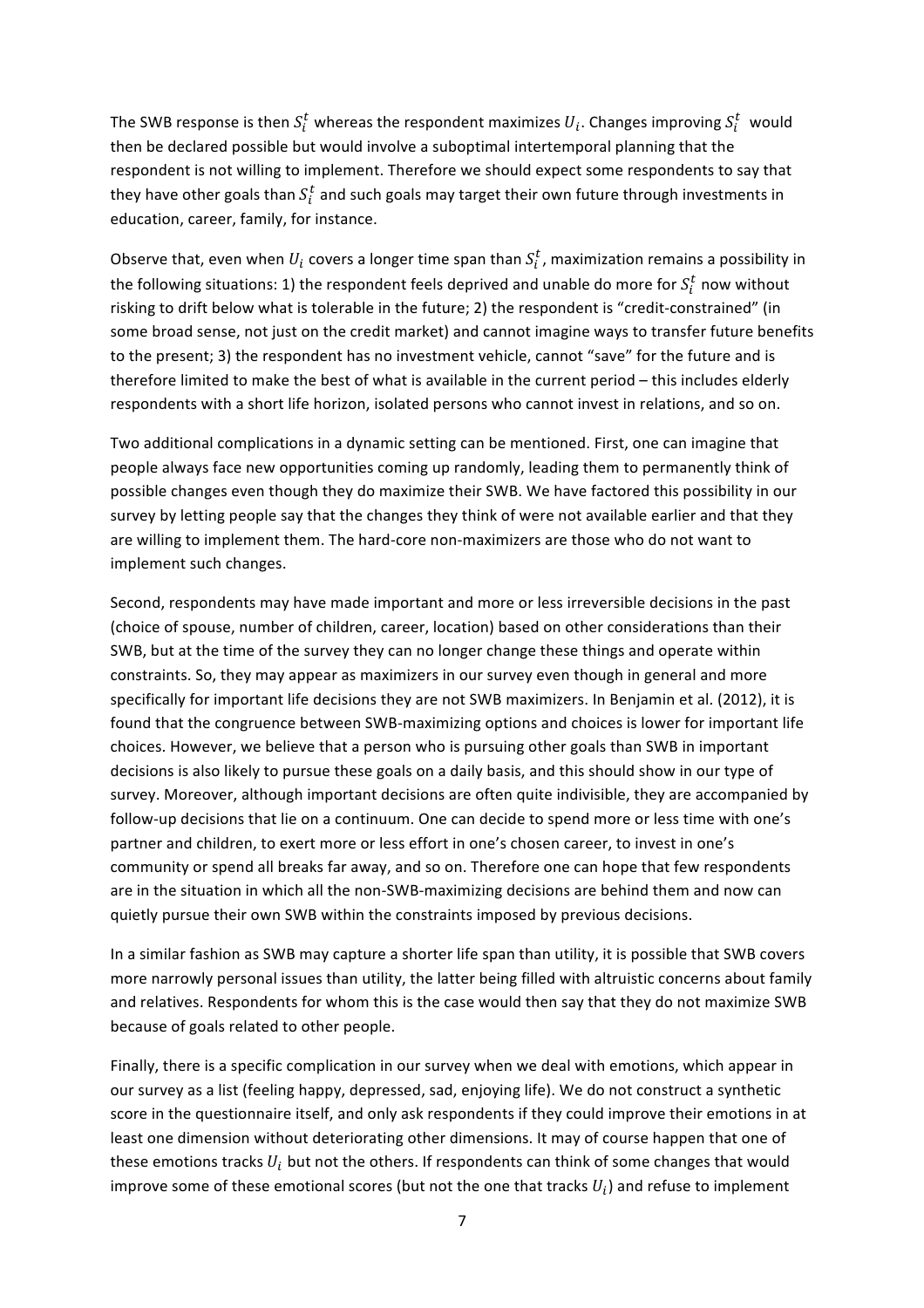The SWB response is then $S_i^t$ whereas the respondent maximizes $U_i$. Changes improving $S_i^t$ would then be declared possible but would involve a suboptimal intertemporal planning that the respondent is not willing to implement. Therefore we should expect some respondents to say that they have other goals than $S_i^t$ and such goals may target their own future through investments in education, career, family, for instance.

Observe that, even when $U_i$ covers a longer time span than $S_i^t$, maximization remains a possibility in the following situations: 1) the respondent feels deprived and unable do more for $S_i^t$ now without risking to drift below what is tolerable in the future; 2) the respondent is "credit-constrained" (in some broad sense, not just on the credit market) and cannot imagine ways to transfer future benefits to the present; 3) the respondent has no investment vehicle, cannot "save" for the future and is therefore limited to make the best of what is available in the current period – this includes elderly respondents with a short life horizon, isolated persons who cannot invest in relations, and so on.

Two additional complications in a dynamic setting can be mentioned. First, one can imagine that people always face new opportunities coming up randomly, leading them to permanently think of possible changes even though they do maximize their SWB. We have factored this possibility in our survey by letting people say that the changes they think of were not available earlier and that they are willing to implement them. The hard-core non-maximizers are those who do not want to implement such changes.

Second, respondents may have made important and more or less irreversible decisions in the past (choice of spouse, number of children, career, location) based on other considerations than their SWB, but at the time of the survey they can no longer change these things and operate within constraints. So, they may appear as maximizers in our survey even though in general and more specifically for important life decisions they are not SWB maximizers. In Benjamin et al. (2012), it is found that the congruence between SWB-maximizing options and choices is lower for important life choices. However, we believe that a person who is pursuing other goals than SWB in important decisions is also likely to pursue these goals on a daily basis, and this should show in our type of survey. Moreover, although important decisions are often quite indivisible, they are accompanied by follow-up decisions that lie on a continuum. One can decide to spend more or less time with one's partner and children, to exert more or less effort in one's chosen career, to invest in one's community or spend all breaks far away, and so on. Therefore one can hope that few respondents are in the situation in which all the non-SWB-maximizing decisions are behind them and now can quietly pursue their own SWB within the constraints imposed by previous decisions.

In a similar fashion as SWB may capture a shorter life span than utility, it is possible that SWB covers more narrowly personal issues than utility, the latter being filled with altruistic concerns about family and relatives. Respondents for whom this is the case would then say that they do not maximize SWB because of goals related to other people.

Finally, there is a specific complication in our survey when we deal with emotions, which appear in our survey as a list (feeling happy, depressed, sad, enjoying life). We do not construct a synthetic score in the questionnaire itself, and only ask respondents if they could improve their emotions in at least one dimension without deteriorating other dimensions. It may of course happen that one of these emotions tracks $U_i$ but not the others. If respondents can think of some changes that would improve some of these emotional scores (but not the one that tracks $U_i$) and refuse to implement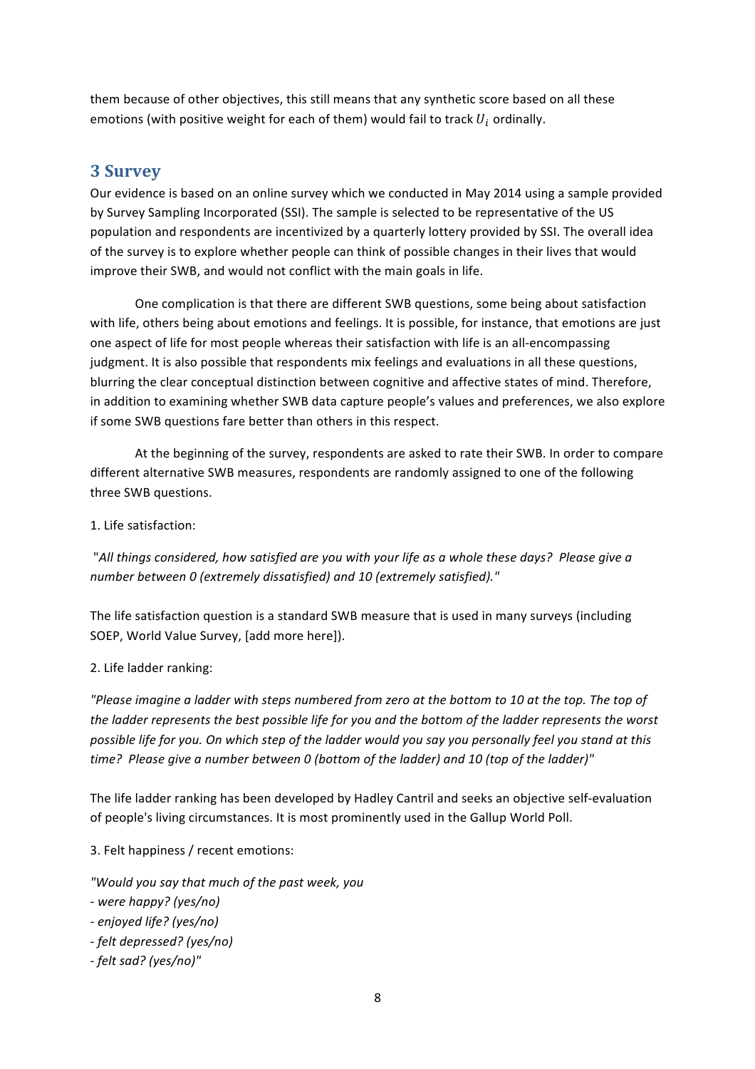them because of other objectives, this still means that any synthetic score based on all these emotions (with positive weight for each of them) would fail to track $U_i$ ordinally.

## 3 Survey

Our evidence is based on an online survey which we conducted in May 2014 using a sample provided by Survey Sampling Incorporated (SSI). The sample is selected to be representative of the US population and respondents are incentivized by a quarterly lottery provided by SSI. The overall idea of the survey is to explore whether people can think of possible changes in their lives that would improve their SWB, and would not conflict with the main goals in life.

One complication is that there are different SWB questions, some being about satisfaction with life, others being about emotions and feelings. It is possible, for instance, that emotions are just one aspect of life for most people whereas their satisfaction with life is an all-encompassing judgment. It is also possible that respondents mix feelings and evaluations in all these questions, blurring the clear conceptual distinction between cognitive and affective states of mind. Therefore, in addition to examining whether SWB data capture people's values and preferences, we also explore if some SWB questions fare better than others in this respect.

At the beginning of the survey, respondents are asked to rate their SWB. In order to compare different alternative SWB measures, respondents are randomly assigned to one of the following three SWB questions.

1. Life satisfaction:

"*All things considered, how satisfied are you with your life as a whole these days? Please give a number between 0 (extremely dissatisfied) and 10 (extremely satisfied).*"

The life satisfaction question is a standard SWB measure that is used in many surveys (including SOEP, World Value Survey, [add more here]).

2. Life ladder ranking:

*"Please imagine a ladder with steps numbered from zero at the bottom to 10 at the top. The top of the ladder represents the best possible life for you and the bottom of the ladder represents the worst possible life for you. On which step of the ladder would you say you personally feel you stand at this time? Please give a number between 0 (bottom of the ladder) and 10 (top of the ladder)"*

The life ladder ranking has been developed by Hadley Cantril and seeks an objective self-evaluation of people's living circumstances. It is most prominently used in the Gallup World Poll.

3. Felt happiness / recent emotions:

*"Would you say that much of the past week, you*
*- were happy? (yes/no)*
*- enjoyed life? (yes/no)*
*- felt depressed? (yes/no)*
*- felt sad? (yes/no)"*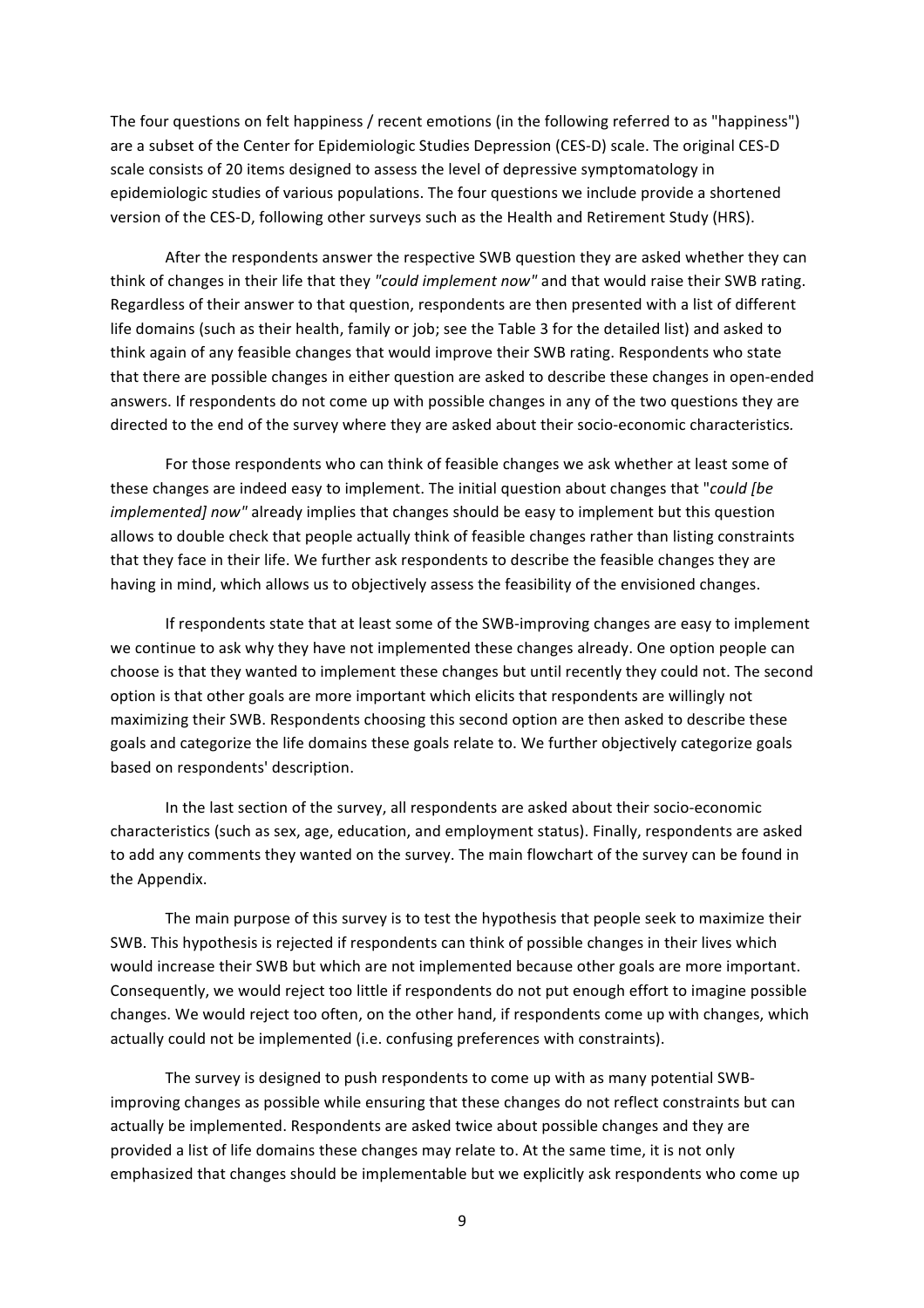The four questions on felt happiness / recent emotions (in the following referred to as "happiness") are a subset of the Center for Epidemiologic Studies Depression (CES-D) scale. The original CES-D scale consists of 20 items designed to assess the level of depressive symptomatology in epidemiologic studies of various populations. The four questions we include provide a shortened version of the CES-D, following other surveys such as the Health and Retirement Study (HRS).

After the respondents answer the respective SWB question they are asked whether they can think of changes in their life that they *"could implement now"* and that would raise their SWB rating. Regardless of their answer to that question, respondents are then presented with a list of different life domains (such as their health, family or job; see the Table 3 for the detailed list) and asked to think again of any feasible changes that would improve their SWB rating. Respondents who state that there are possible changes in either question are asked to describe these changes in open-ended answers. If respondents do not come up with possible changes in any of the two questions they are directed to the end of the survey where they are asked about their socio-economic characteristics.

For those respondents who can think of feasible changes we ask whether at least some of these changes are indeed easy to implement. The initial question about changes that "*could [be implemented] now"* already implies that changes should be easy to implement but this question allows to double check that people actually think of feasible changes rather than listing constraints that they face in their life. We further ask respondents to describe the feasible changes they are having in mind, which allows us to objectively assess the feasibility of the envisioned changes.

If respondents state that at least some of the SWB-improving changes are easy to implement we continue to ask why they have not implemented these changes already. One option people can choose is that they wanted to implement these changes but until recently they could not. The second option is that other goals are more important which elicits that respondents are willingly not maximizing their SWB. Respondents choosing this second option are then asked to describe these goals and categorize the life domains these goals relate to. We further objectively categorize goals based on respondents' description.

In the last section of the survey, all respondents are asked about their socio-economic characteristics (such as sex, age, education, and employment status). Finally, respondents are asked to add any comments they wanted on the survey. The main flowchart of the survey can be found in the Appendix.

The main purpose of this survey is to test the hypothesis that people seek to maximize their SWB. This hypothesis is rejected if respondents can think of possible changes in their lives which would increase their SWB but which are not implemented because other goals are more important. Consequently, we would reject too little if respondents do not put enough effort to imagine possible changes. We would reject too often, on the other hand, if respondents come up with changes, which actually could not be implemented (i.e. confusing preferences with constraints).

The survey is designed to push respondents to come up with as many potential SWB-improving changes as possible while ensuring that these changes do not reflect constraints but can actually be implemented. Respondents are asked twice about possible changes and they are provided a list of life domains these changes may relate to. At the same time, it is not only emphasized that changes should be implementable but we explicitly ask respondents who come up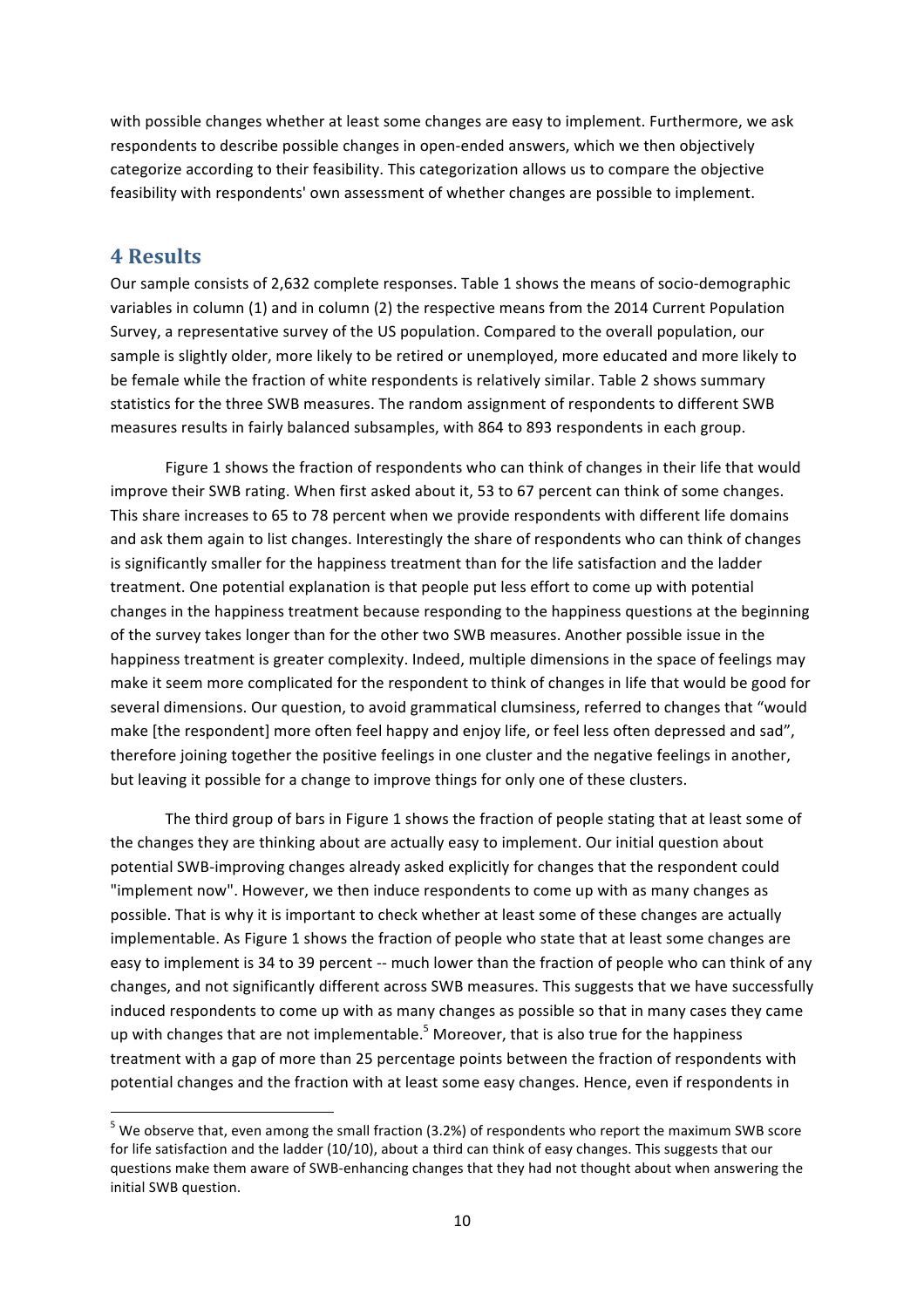with possible changes whether at least some changes are easy to implement. Furthermore, we ask respondents to describe possible changes in open-ended answers, which we then objectively categorize according to their feasibility. This categorization allows us to compare the objective feasibility with respondents' own assessment of whether changes are possible to implement.

## 4 Results

Our sample consists of 2,632 complete responses. Table 1 shows the means of socio-demographic variables in column (1) and in column (2) the respective means from the 2014 Current Population Survey, a representative survey of the US population. Compared to the overall population, our sample is slightly older, more likely to be retired or unemployed, more educated and more likely to be female while the fraction of white respondents is relatively similar. Table 2 shows summary statistics for the three SWB measures. The random assignment of respondents to different SWB measures results in fairly balanced subsamples, with 864 to 893 respondents in each group.

Figure 1 shows the fraction of respondents who can think of changes in their life that would improve their SWB rating. When first asked about it, 53 to 67 percent can think of some changes. This share increases to 65 to 78 percent when we provide respondents with different life domains and ask them again to list changes. Interestingly the share of respondents who can think of changes is significantly smaller for the happiness treatment than for the life satisfaction and the ladder treatment. One potential explanation is that people put less effort to come up with potential changes in the happiness treatment because responding to the happiness questions at the beginning of the survey takes longer than for the other two SWB measures. Another possible issue in the happiness treatment is greater complexity. Indeed, multiple dimensions in the space of feelings may make it seem more complicated for the respondent to think of changes in life that would be good for several dimensions. Our question, to avoid grammatical clumsiness, referred to changes that "would make [the respondent] more often feel happy and enjoy life, or feel less often depressed and sad", therefore joining together the positive feelings in one cluster and the negative feelings in another, but leaving it possible for a change to improve things for only one of these clusters.

The third group of bars in Figure 1 shows the fraction of people stating that at least some of the changes they are thinking about are actually easy to implement. Our initial question about potential SWB-improving changes already asked explicitly for changes that the respondent could "implement now". However, we then induce respondents to come up with as many changes as possible. That is why it is important to check whether at least some of these changes are actually implementable. As Figure 1 shows the fraction of people who state that at least some changes are easy to implement is 34 to 39 percent -- much lower than the fraction of people who can think of any changes, and not significantly different across SWB measures. This suggests that we have successfully induced respondents to come up with as many changes as possible so that in many cases they came up with changes that are not implementable.[5] Moreover, that is also true for the happiness treatment with a gap of more than 25 percentage points between the fraction of respondents with potential changes and the fraction with at least some easy changes. Hence, even if respondents in

[5] We observe that, even among the small fraction (3.2%) of respondents who report the maximum SWB score for life satisfaction and the ladder (10/10), about a third can think of easy changes. This suggests that our questions make them aware of SWB-enhancing changes that they had not thought about when answering the initial SWB question.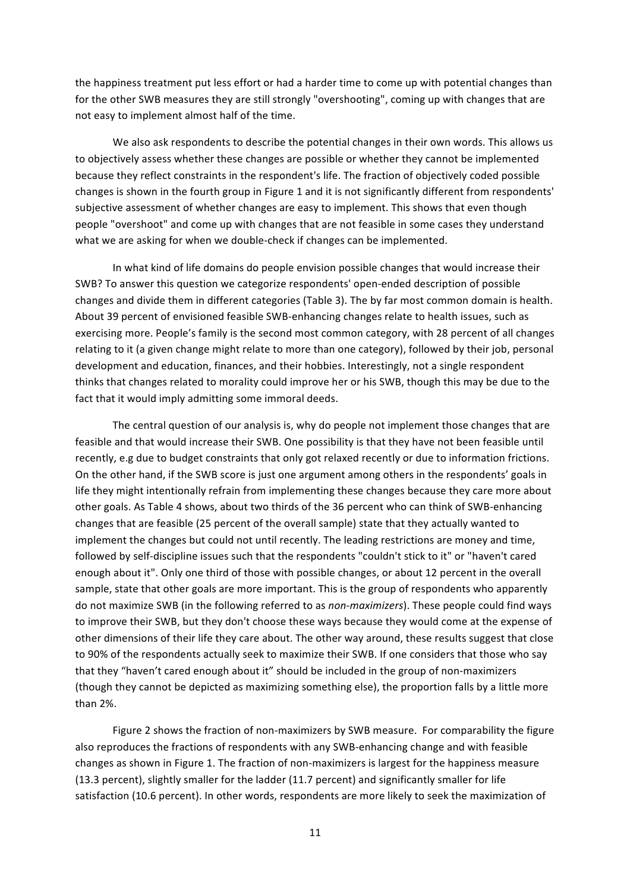the happiness treatment put less effort or had a harder time to come up with potential changes than for the other SWB measures they are still strongly "overshooting", coming up with changes that are not easy to implement almost half of the time.

We also ask respondents to describe the potential changes in their own words. This allows us to objectively assess whether these changes are possible or whether they cannot be implemented because they reflect constraints in the respondent's life. The fraction of objectively coded possible changes is shown in the fourth group in Figure 1 and it is not significantly different from respondents' subjective assessment of whether changes are easy to implement. This shows that even though people "overshoot" and come up with changes that are not feasible in some cases they understand what we are asking for when we double-check if changes can be implemented.

In what kind of life domains do people envision possible changes that would increase their SWB? To answer this question we categorize respondents' open-ended description of possible changes and divide them in different categories (Table 3). The by far most common domain is health. About 39 percent of envisioned feasible SWB-enhancing changes relate to health issues, such as exercising more. People's family is the second most common category, with 28 percent of all changes relating to it (a given change might relate to more than one category), followed by their job, personal development and education, finances, and their hobbies. Interestingly, not a single respondent thinks that changes related to morality could improve her or his SWB, though this may be due to the fact that it would imply admitting some immoral deeds.

The central question of our analysis is, why do people not implement those changes that are feasible and that would increase their SWB. One possibility is that they have not been feasible until recently, e.g due to budget constraints that only got relaxed recently or due to information frictions. On the other hand, if the SWB score is just one argument among others in the respondents' goals in life they might intentionally refrain from implementing these changes because they care more about other goals. As Table 4 shows, about two thirds of the 36 percent who can think of SWB-enhancing changes that are feasible (25 percent of the overall sample) state that they actually wanted to implement the changes but could not until recently. The leading restrictions are money and time, followed by self-discipline issues such that the respondents "couldn't stick to it" or "haven't cared enough about it". Only one third of those with possible changes, or about 12 percent in the overall sample, state that other goals are more important. This is the group of respondents who apparently do not maximize SWB (in the following referred to as *non-maximizers*). These people could find ways to improve their SWB, but they don't choose these ways because they would come at the expense of other dimensions of their life they care about. The other way around, these results suggest that close to 90% of the respondents actually seek to maximize their SWB. If one considers that those who say that they "haven't cared enough about it" should be included in the group of non-maximizers (though they cannot be depicted as maximizing something else), the proportion falls by a little more than 2%.

Figure 2 shows the fraction of non-maximizers by SWB measure. For comparability the figure also reproduces the fractions of respondents with any SWB-enhancing change and with feasible changes as shown in Figure 1. The fraction of non-maximizers is largest for the happiness measure (13.3 percent), slightly smaller for the ladder (11.7 percent) and significantly smaller for life satisfaction (10.6 percent). In other words, respondents are more likely to seek the maximization of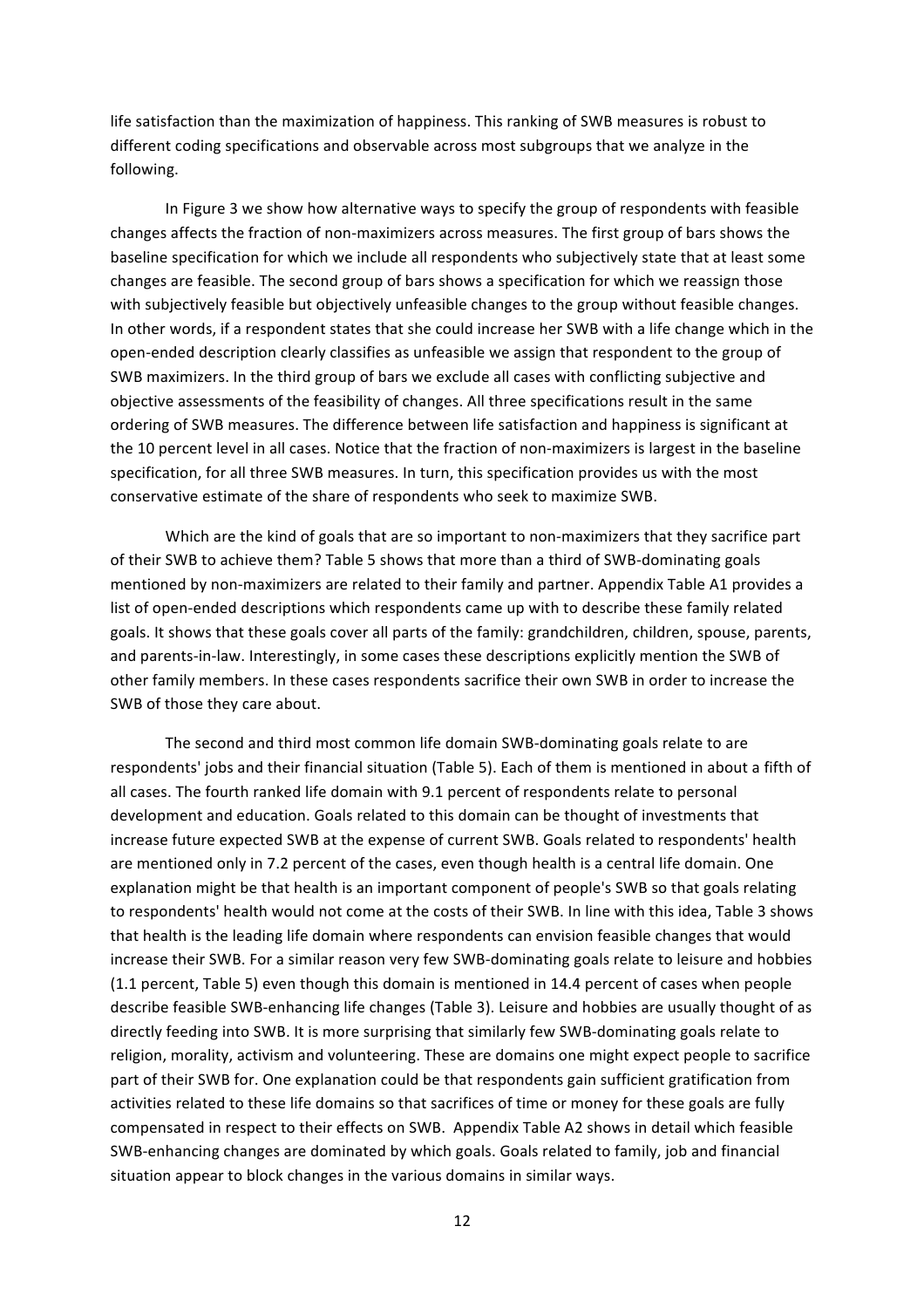life satisfaction than the maximization of happiness. This ranking of SWB measures is robust to different coding specifications and observable across most subgroups that we analyze in the following.

In Figure 3 we show how alternative ways to specify the group of respondents with feasible changes affects the fraction of non-maximizers across measures. The first group of bars shows the baseline specification for which we include all respondents who subjectively state that at least some changes are feasible. The second group of bars shows a specification for which we reassign those with subjectively feasible but objectively unfeasible changes to the group without feasible changes. In other words, if a respondent states that she could increase her SWB with a life change which in the open-ended description clearly classifies as unfeasible we assign that respondent to the group of SWB maximizers. In the third group of bars we exclude all cases with conflicting subjective and objective assessments of the feasibility of changes. All three specifications result in the same ordering of SWB measures. The difference between life satisfaction and happiness is significant at the 10 percent level in all cases. Notice that the fraction of non-maximizers is largest in the baseline specification, for all three SWB measures. In turn, this specification provides us with the most conservative estimate of the share of respondents who seek to maximize SWB.

Which are the kind of goals that are so important to non-maximizers that they sacrifice part of their SWB to achieve them? Table 5 shows that more than a third of SWB-dominating goals mentioned by non-maximizers are related to their family and partner. Appendix Table A1 provides a list of open-ended descriptions which respondents came up with to describe these family related goals. It shows that these goals cover all parts of the family: grandchildren, children, spouse, parents, and parents-in-law. Interestingly, in some cases these descriptions explicitly mention the SWB of other family members. In these cases respondents sacrifice their own SWB in order to increase the SWB of those they care about.

The second and third most common life domain SWB-dominating goals relate to are respondents' jobs and their financial situation (Table 5). Each of them is mentioned in about a fifth of all cases. The fourth ranked life domain with 9.1 percent of respondents relate to personal development and education. Goals related to this domain can be thought of investments that increase future expected SWB at the expense of current SWB. Goals related to respondents' health are mentioned only in 7.2 percent of the cases, even though health is a central life domain. One explanation might be that health is an important component of people's SWB so that goals relating to respondents' health would not come at the costs of their SWB. In line with this idea, Table 3 shows that health is the leading life domain where respondents can envision feasible changes that would increase their SWB. For a similar reason very few SWB-dominating goals relate to leisure and hobbies (1.1 percent, Table 5) even though this domain is mentioned in 14.4 percent of cases when people describe feasible SWB-enhancing life changes (Table 3). Leisure and hobbies are usually thought of as directly feeding into SWB. It is more surprising that similarly few SWB-dominating goals relate to religion, morality, activism and volunteering. These are domains one might expect people to sacrifice part of their SWB for. One explanation could be that respondents gain sufficient gratification from activities related to these life domains so that sacrifices of time or money for these goals are fully compensated in respect to their effects on SWB. Appendix Table A2 shows in detail which feasible SWB-enhancing changes are dominated by which goals. Goals related to family, job and financial situation appear to block changes in the various domains in similar ways.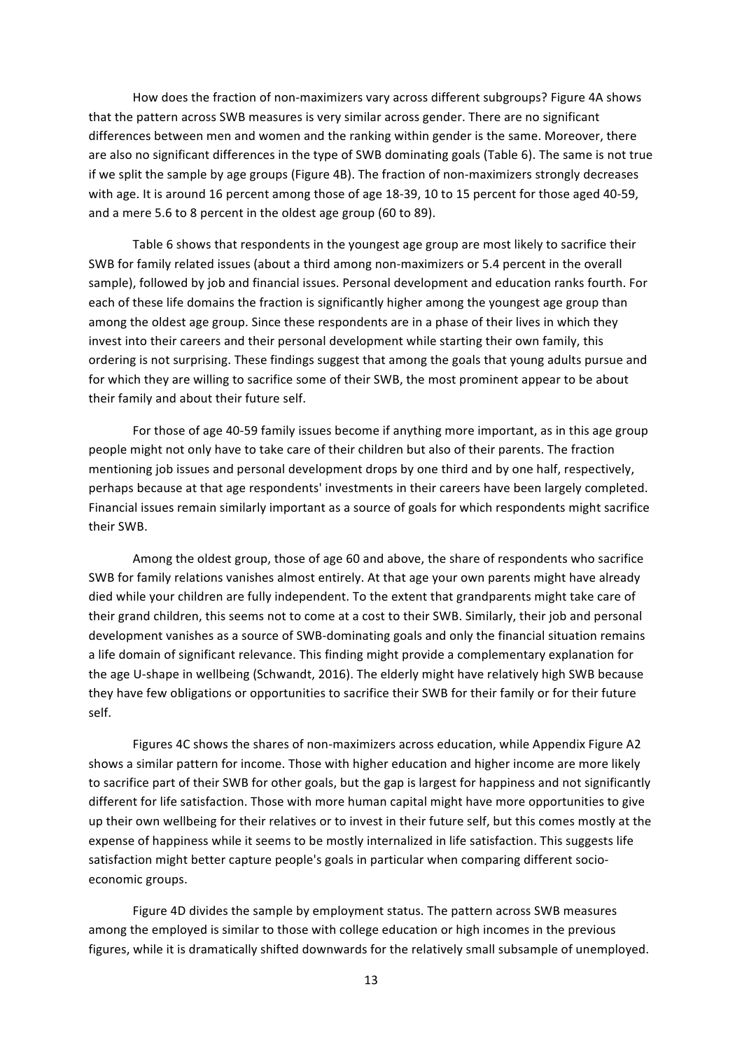How does the fraction of non-maximizers vary across different subgroups? Figure 4A shows that the pattern across SWB measures is very similar across gender. There are no significant differences between men and women and the ranking within gender is the same. Moreover, there are also no significant differences in the type of SWB dominating goals (Table 6). The same is not true if we split the sample by age groups (Figure 4B). The fraction of non-maximizers strongly decreases with age. It is around 16 percent among those of age 18-39, 10 to 15 percent for those aged 40-59, and a mere 5.6 to 8 percent in the oldest age group (60 to 89).

Table 6 shows that respondents in the youngest age group are most likely to sacrifice their SWB for family related issues (about a third among non-maximizers or 5.4 percent in the overall sample), followed by job and financial issues. Personal development and education ranks fourth. For each of these life domains the fraction is significantly higher among the youngest age group than among the oldest age group. Since these respondents are in a phase of their lives in which they invest into their careers and their personal development while starting their own family, this ordering is not surprising. These findings suggest that among the goals that young adults pursue and for which they are willing to sacrifice some of their SWB, the most prominent appear to be about their family and about their future self.

For those of age 40-59 family issues become if anything more important, as in this age group people might not only have to take care of their children but also of their parents. The fraction mentioning job issues and personal development drops by one third and by one half, respectively, perhaps because at that age respondents' investments in their careers have been largely completed. Financial issues remain similarly important as a source of goals for which respondents might sacrifice their SWB.

Among the oldest group, those of age 60 and above, the share of respondents who sacrifice SWB for family relations vanishes almost entirely. At that age your own parents might have already died while your children are fully independent. To the extent that grandparents might take care of their grand children, this seems not to come at a cost to their SWB. Similarly, their job and personal development vanishes as a source of SWB-dominating goals and only the financial situation remains a life domain of significant relevance. This finding might provide a complementary explanation for the age U-shape in wellbeing (Schwandt, 2016). The elderly might have relatively high SWB because they have few obligations or opportunities to sacrifice their SWB for their family or for their future self.

Figures 4C shows the shares of non-maximizers across education, while Appendix Figure A2 shows a similar pattern for income. Those with higher education and higher income are more likely to sacrifice part of their SWB for other goals, but the gap is largest for happiness and not significantly different for life satisfaction. Those with more human capital might have more opportunities to give up their own wellbeing for their relatives or to invest in their future self, but this comes mostly at the expense of happiness while it seems to be mostly internalized in life satisfaction. This suggests life satisfaction might better capture people's goals in particular when comparing different socio-economic groups.

Figure 4D divides the sample by employment status. The pattern across SWB measures among the employed is similar to those with college education or high incomes in the previous figures, while it is dramatically shifted downwards for the relatively small subsample of unemployed.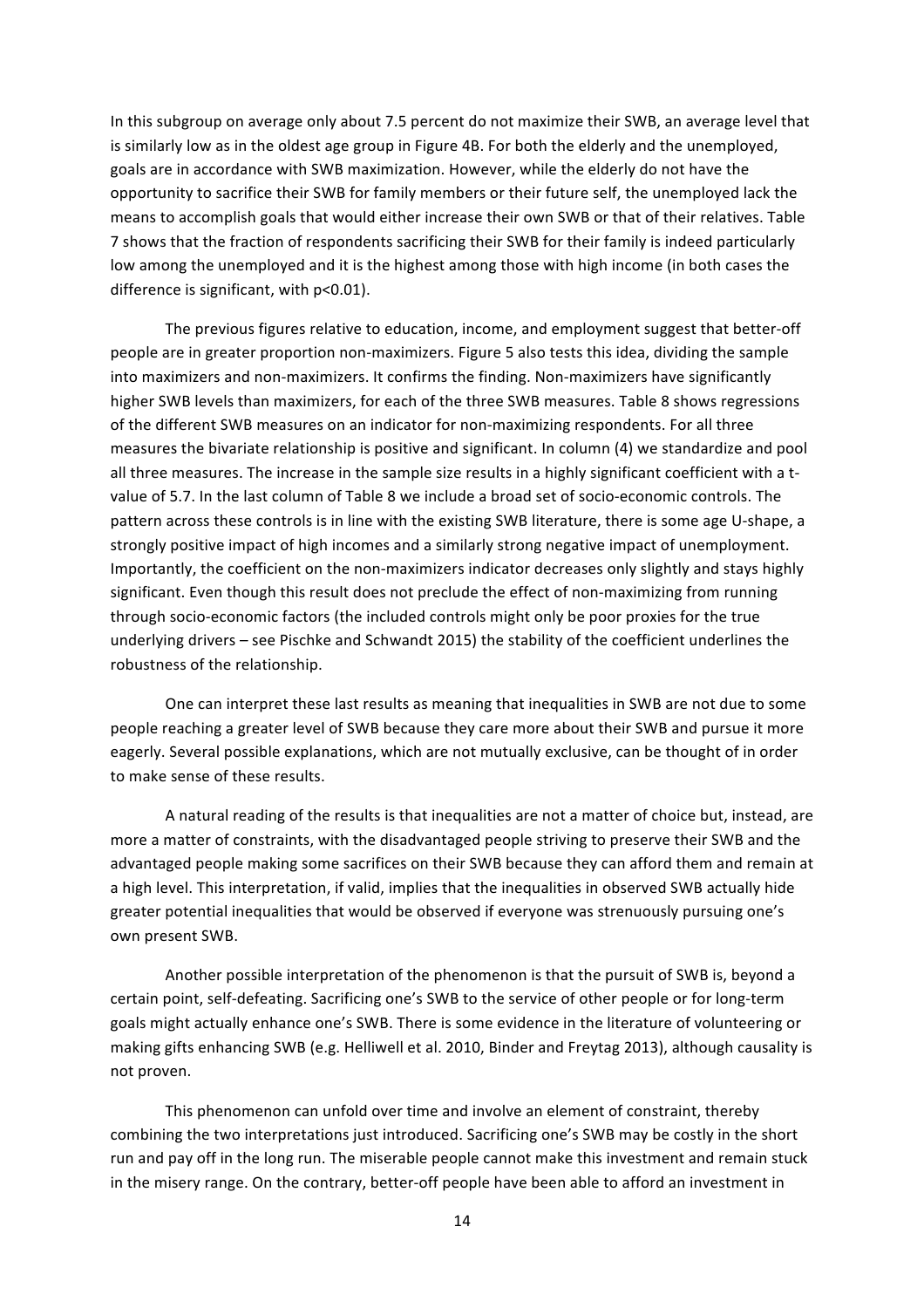In this subgroup on average only about 7.5 percent do not maximize their SWB, an average level that is similarly low as in the oldest age group in Figure 4B. For both the elderly and the unemployed, goals are in accordance with SWB maximization. However, while the elderly do not have the opportunity to sacrifice their SWB for family members or their future self, the unemployed lack the means to accomplish goals that would either increase their own SWB or that of their relatives. Table 7 shows that the fraction of respondents sacrificing their SWB for their family is indeed particularly low among the unemployed and it is the highest among those with high income (in both cases the difference is significant, with $p<0.01$).

The previous figures relative to education, income, and employment suggest that better-off people are in greater proportion non-maximizers. Figure 5 also tests this idea, dividing the sample into maximizers and non-maximizers. It confirms the finding. Non-maximizers have significantly higher SWB levels than maximizers, for each of the three SWB measures. Table 8 shows regressions of the different SWB measures on an indicator for non-maximizing respondents. For all three measures the bivariate relationship is positive and significant. In column (4) we standardize and pool all three measures. The increase in the sample size results in a highly significant coefficient with a t-value of 5.7. In the last column of Table 8 we include a broad set of socio-economic controls. The pattern across these controls is in line with the existing SWB literature, there is some age U-shape, a strongly positive impact of high incomes and a similarly strong negative impact of unemployment. Importantly, the coefficient on the non-maximizers indicator decreases only slightly and stays highly significant. Even though this result does not preclude the effect of non-maximizing from running through socio-economic factors (the included controls might only be poor proxies for the true underlying drivers – see Pischke and Schwandt 2015) the stability of the coefficient underlines the robustness of the relationship.

One can interpret these last results as meaning that inequalities in SWB are not due to some people reaching a greater level of SWB because they care more about their SWB and pursue it more eagerly. Several possible explanations, which are not mutually exclusive, can be thought of in order to make sense of these results.

A natural reading of the results is that inequalities are not a matter of choice but, instead, are more a matter of constraints, with the disadvantaged people striving to preserve their SWB and the advantaged people making some sacrifices on their SWB because they can afford them and remain at a high level. This interpretation, if valid, implies that the inequalities in observed SWB actually hide greater potential inequalities that would be observed if everyone was strenuously pursuing one's own present SWB.

Another possible interpretation of the phenomenon is that the pursuit of SWB is, beyond a certain point, self-defeating. Sacrificing one's SWB to the service of other people or for long-term goals might actually enhance one's SWB. There is some evidence in the literature of volunteering or making gifts enhancing SWB (e.g. Helliwell et al. 2010, Binder and Freytag 2013), although causality is not proven.

This phenomenon can unfold over time and involve an element of constraint, thereby combining the two interpretations just introduced. Sacrificing one's SWB may be costly in the short run and pay off in the long run. The miserable people cannot make this investment and remain stuck in the misery range. On the contrary, better-off people have been able to afford an investment in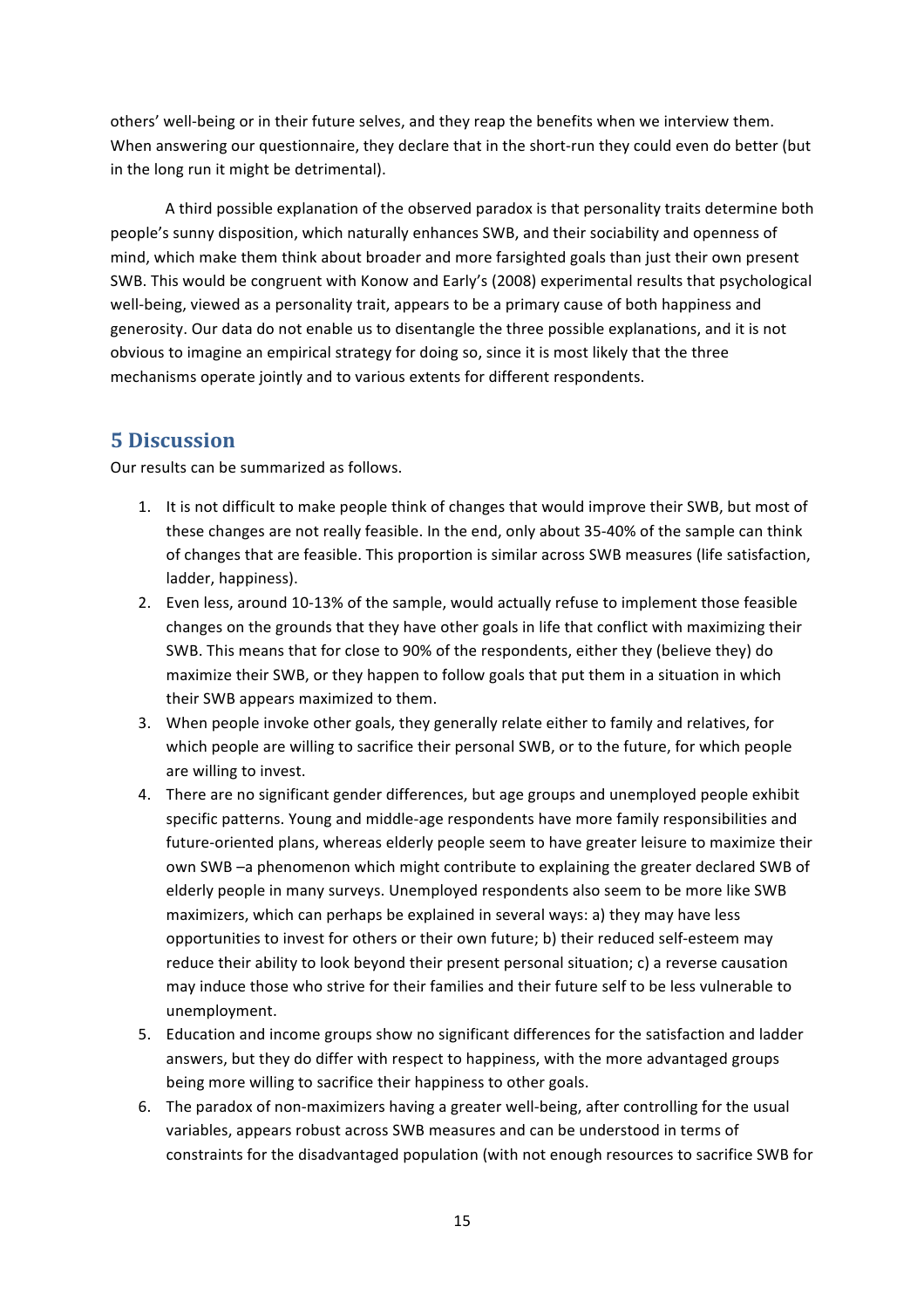others' well-being or in their future selves, and they reap the benefits when we interview them. When answering our questionnaire, they declare that in the short-run they could even do better (but in the long run it might be detrimental).

A third possible explanation of the observed paradox is that personality traits determine both people's sunny disposition, which naturally enhances SWB, and their sociability and openness of mind, which make them think about broader and more farsighted goals than just their own present SWB. This would be congruent with Konow and Early's (2008) experimental results that psychological well-being, viewed as a personality trait, appears to be a primary cause of both happiness and generosity. Our data do not enable us to disentangle the three possible explanations, and it is not obvious to imagine an empirical strategy for doing so, since it is most likely that the three mechanisms operate jointly and to various extents for different respondents.

## 5 Discussion

Our results can be summarized as follows.

1. It is not difficult to make people think of changes that would improve their SWB, but most of these changes are not really feasible. In the end, only about 35-40% of the sample can think of changes that are feasible. This proportion is similar across SWB measures (life satisfaction, ladder, happiness).
2. Even less, around 10-13% of the sample, would actually refuse to implement those feasible changes on the grounds that they have other goals in life that conflict with maximizing their SWB. This means that for close to 90% of the respondents, either they (believe they) do maximize their SWB, or they happen to follow goals that put them in a situation in which their SWB appears maximized to them.
3. When people invoke other goals, they generally relate either to family and relatives, for which people are willing to sacrifice their personal SWB, or to the future, for which people are willing to invest.
4. There are no significant gender differences, but age groups and unemployed people exhibit specific patterns. Young and middle-age respondents have more family responsibilities and future-oriented plans, whereas elderly people seem to have greater leisure to maximize their own SWB –a phenomenon which might contribute to explaining the greater declared SWB of elderly people in many surveys. Unemployed respondents also seem to be more like SWB maximizers, which can perhaps be explained in several ways: a) they may have less opportunities to invest for others or their own future; b) their reduced self-esteem may reduce their ability to look beyond their present personal situation; c) a reverse causation may induce those who strive for their families and their future self to be less vulnerable to unemployment.
5. Education and income groups show no significant differences for the satisfaction and ladder answers, but they do differ with respect to happiness, with the more advantaged groups being more willing to sacrifice their happiness to other goals.
6. The paradox of non-maximizers having a greater well-being, after controlling for the usual variables, appears robust across SWB measures and can be understood in terms of constraints for the disadvantaged population (with not enough resources to sacrifice SWB for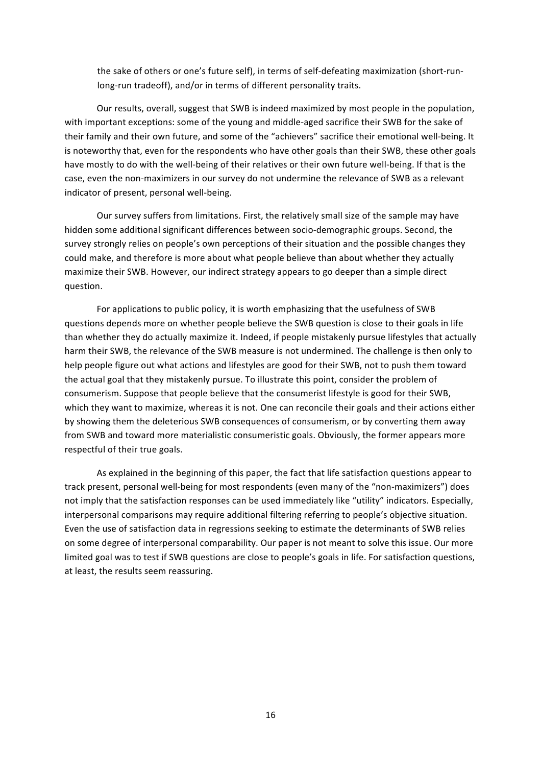the sake of others or one's future self), in terms of self-defeating maximization (short-run-long-run tradeoff), and/or in terms of different personality traits.

Our results, overall, suggest that SWB is indeed maximized by most people in the population, with important exceptions: some of the young and middle-aged sacrifice their SWB for the sake of their family and their own future, and some of the "achievers" sacrifice their emotional well-being. It is noteworthy that, even for the respondents who have other goals than their SWB, these other goals have mostly to do with the well-being of their relatives or their own future well-being. If that is the case, even the non-maximizers in our survey do not undermine the relevance of SWB as a relevant indicator of present, personal well-being.

Our survey suffers from limitations. First, the relatively small size of the sample may have hidden some additional significant differences between socio-demographic groups. Second, the survey strongly relies on people's own perceptions of their situation and the possible changes they could make, and therefore is more about what people believe than about whether they actually maximize their SWB. However, our indirect strategy appears to go deeper than a simple direct question.

For applications to public policy, it is worth emphasizing that the usefulness of SWB questions depends more on whether people believe the SWB question is close to their goals in life than whether they do actually maximize it. Indeed, if people mistakenly pursue lifestyles that actually harm their SWB, the relevance of the SWB measure is not undermined. The challenge is then only to help people figure out what actions and lifestyles are good for their SWB, not to push them toward the actual goal that they mistakenly pursue. To illustrate this point, consider the problem of consumerism. Suppose that people believe that the consumerist lifestyle is good for their SWB, which they want to maximize, whereas it is not. One can reconcile their goals and their actions either by showing them the deleterious SWB consequences of consumerism, or by converting them away from SWB and toward more materialistic consumeristic goals. Obviously, the former appears more respectful of their true goals.

As explained in the beginning of this paper, the fact that life satisfaction questions appear to track present, personal well-being for most respondents (even many of the "non-maximizers") does not imply that the satisfaction responses can be used immediately like "utility" indicators. Especially, interpersonal comparisons may require additional filtering referring to people's objective situation. Even the use of satisfaction data in regressions seeking to estimate the determinants of SWB relies on some degree of interpersonal comparability. Our paper is not meant to solve this issue. Our more limited goal was to test if SWB questions are close to people's goals in life. For satisfaction questions, at least, the results seem reassuring.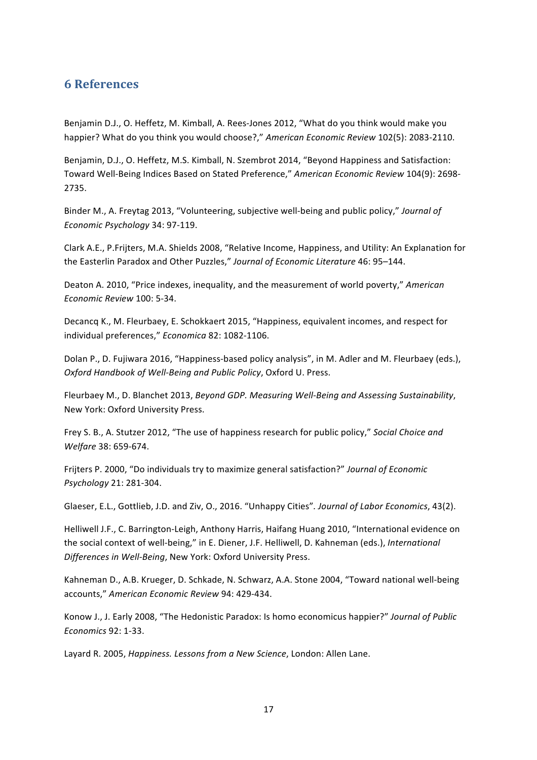## 6 References

Benjamin D.J., O. Heffetz, M. Kimball, A. Rees-Jones 2012, “What do you think would make you happier? What do you think you would choose?,” *American Economic Review* 102(5): 2083-2110.

Benjamin, D.J., O. Heffetz, M.S. Kimball, N. Szembrot 2014, “Beyond Happiness and Satisfaction: Toward Well-Being Indices Based on Stated Preference,” *American Economic Review* 104(9): 2698-2735.

Binder M., A. Freytag 2013, “Volunteering, subjective well-being and public policy,” *Journal of Economic Psychology* 34: 97-119.

Clark A.E., P.Frijters, M.A. Shields 2008, “Relative Income, Happiness, and Utility: An Explanation for the Easterlin Paradox and Other Puzzles,” *Journal of Economic Literature* 46: 95–144.

Deaton A. 2010, “Price indexes, inequality, and the measurement of world poverty,” *American Economic Review* 100: 5-34.

Decancq K., M. Fleurbaey, E. Schokkaert 2015, “Happiness, equivalent incomes, and respect for individual preferences,” *Economica* 82: 1082-1106.

Dolan P., D. Fujiwara 2016, “Happiness-based policy analysis”, in M. Adler and M. Fleurbaey (eds.), *Oxford Handbook of Well-Being and Public Policy*, Oxford U. Press.

Fleurbaey M., D. Blanchet 2013, *Beyond GDP. Measuring Well-Being and Assessing Sustainability*, New York: Oxford University Press.

Frey S. B., A. Stutzer 2012, “The use of happiness research for public policy,” *Social Choice and Welfare* 38: 659-674.

Frijters P. 2000, “Do individuals try to maximize general satisfaction?” *Journal of Economic Psychology* 21: 281-304.

Glaeser, E.L., Gottlieb, J.D. and Ziv, O., 2016. “Unhappy Cities”. *Journal of Labor Economics*, 43(2).

Helliwell J.F., C. Barrington-Leigh, Anthony Harris, Haifang Huang 2010, “International evidence on the social context of well-being,” in E. Diener, J.F. Helliwell, D. Kahneman (eds.), *International Differences in Well-Being*, New York: Oxford University Press.

Kahneman D., A.B. Krueger, D. Schkade, N. Schwarz, A.A. Stone 2004, “Toward national well-being accounts,” *American Economic Review* 94: 429-434.

Konow J., J. Early 2008, “The Hedonistic Paradox: Is homo economicus happier?” *Journal of Public Economics* 92: 1-33.

Layard R. 2005, *Happiness. Lessons from a New Science*, London: Allen Lane.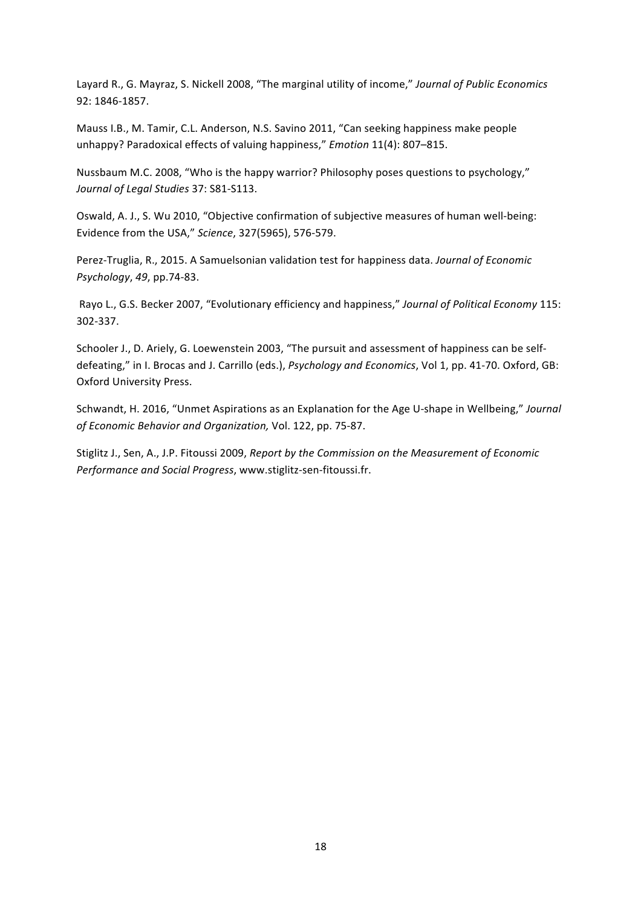Layard R., G. Mayraz, S. Nickell 2008, "The marginal utility of income," *Journal of Public Economics* 92: 1846-1857.

Mauss I.B., M. Tamir, C.L. Anderson, N.S. Savino 2011, "Can seeking happiness make people unhappy? Paradoxical effects of valuing happiness," *Emotion* 11(4): 807–815.

Nussbaum M.C. 2008, "Who is the happy warrior? Philosophy poses questions to psychology," *Journal of Legal Studies* 37: S81-S113.

Oswald, A. J., S. Wu 2010, "Objective confirmation of subjective measures of human well-being: Evidence from the USA," *Science*, 327(5965), 576-579.

Perez-Truglia, R., 2015. A Samuelsonian validation test for happiness data. *Journal of Economic Psychology*, *49*, pp.74-83.

Rayo L., G.S. Becker 2007, "Evolutionary efficiency and happiness," *Journal of Political Economy* 115: 302-337.

Schooler J., D. Ariely, G. Loewenstein 2003, "The pursuit and assessment of happiness can be self-defeating," in I. Brocas and J. Carrillo (eds.), *Psychology and Economics*, Vol 1, pp. 41-70. Oxford, GB: Oxford University Press.

Schwandt, H. 2016, "Unmet Aspirations as an Explanation for the Age U-shape in Wellbeing," *Journal of Economic Behavior and Organization,* Vol. 122, pp. 75-87.

Stiglitz J., Sen, A., J.P. Fitoussi 2009, *Report by the Commission on the Measurement of Economic Performance and Social Progress*, www.stiglitz-sen-fitoussi.fr.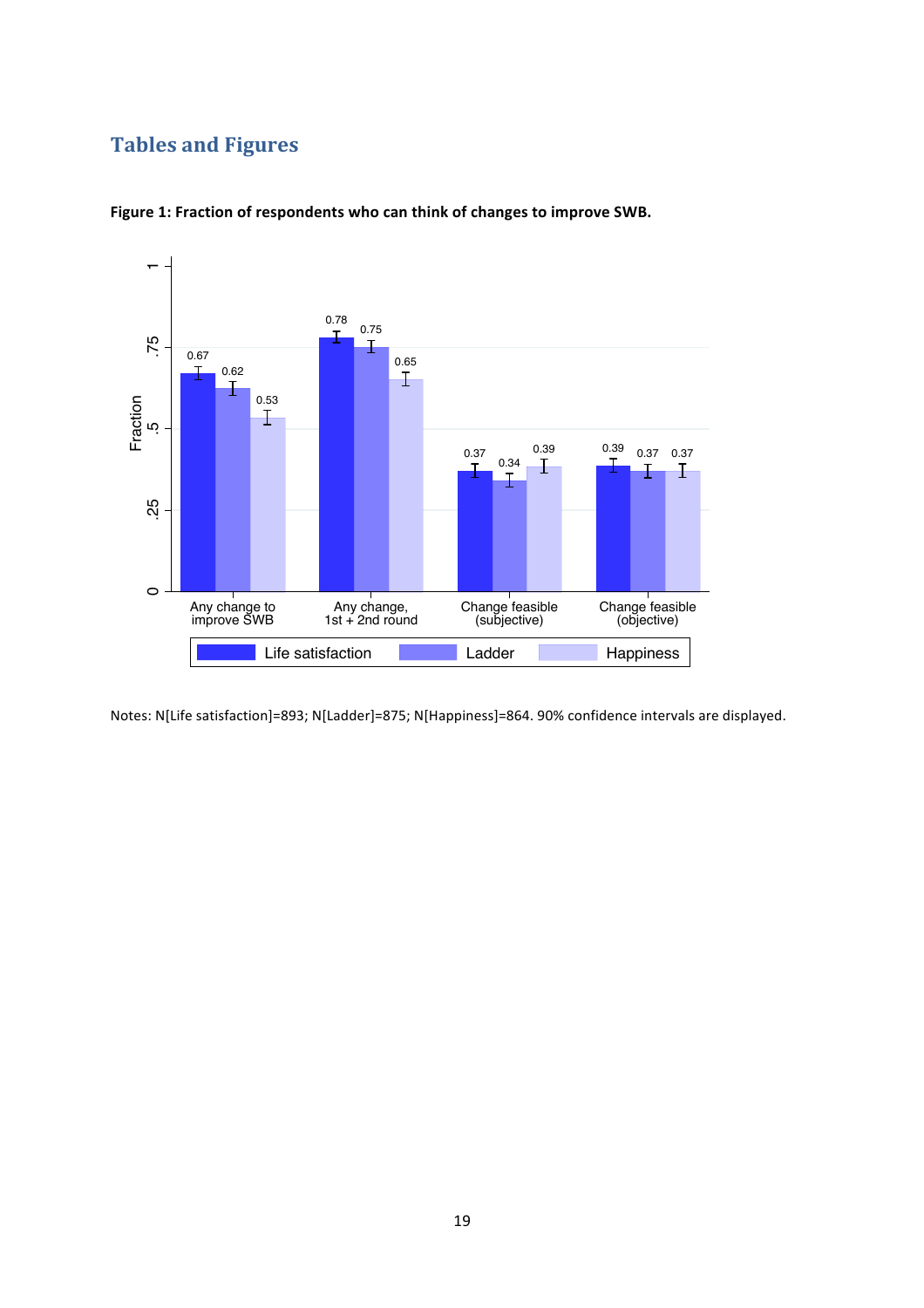## Tables and Figures

**Figure 1: Fraction of respondents who can think of changes to improve SWB.**

| | Life satisfaction | Ladder | Happiness |
|---|---|---|---|
| Any change to improve SWB | 0.67 | 0.62 | 0.53 |
| Any change, 1st + 2nd round | 0.78 | 0.75 | 0.65 |
| Change feasible (subjective) | 0.37 | 0.34 | 0.39 |
| Change feasible (objective) | 0.39 | 0.37 | 0.37 |

Notes: N[Life satisfaction]=893; N[Ladder]=875; N[Happiness]=864. 90% confidence intervals are displayed.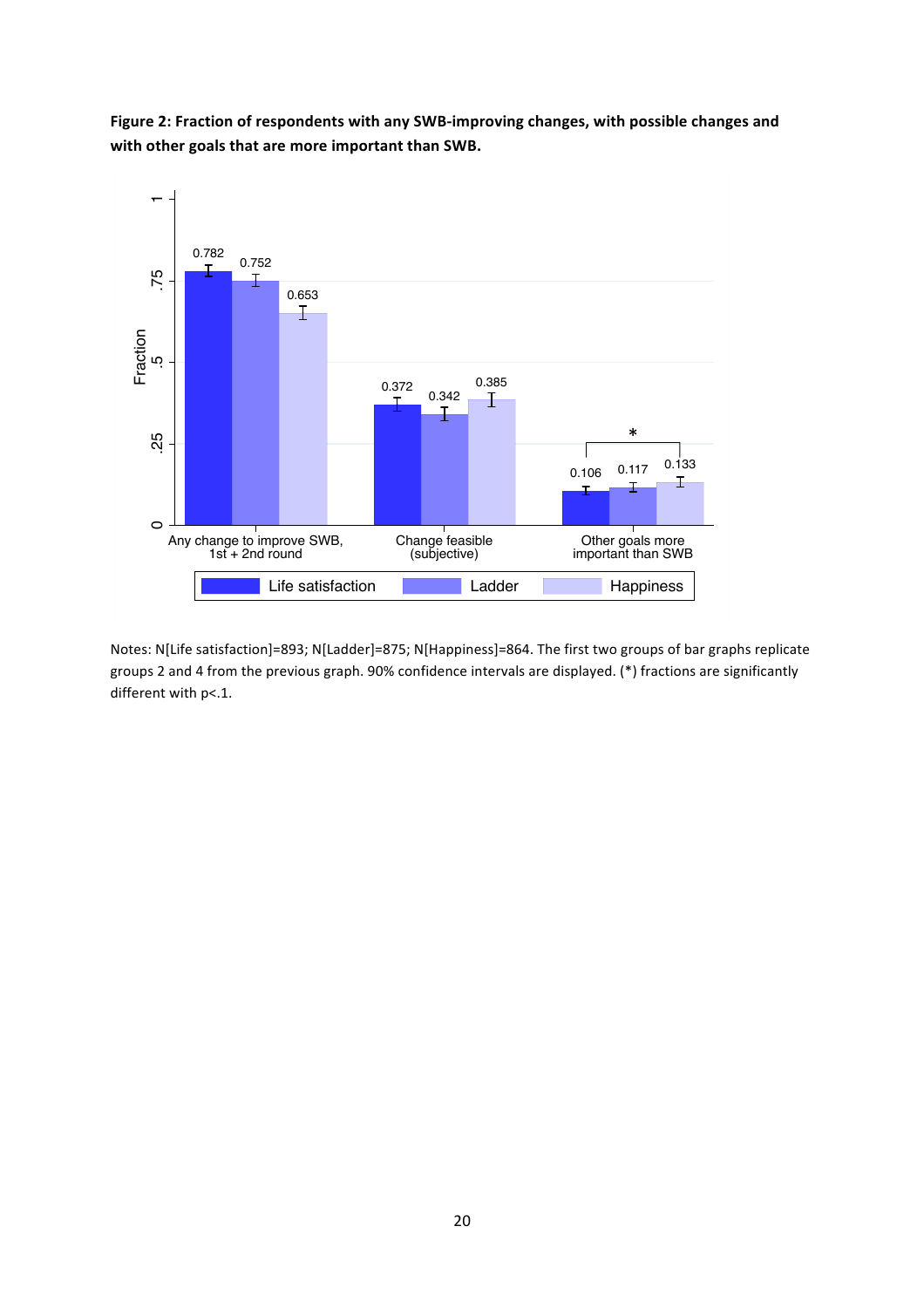**Figure 2: Fraction of respondents with any SWB-improving changes, with possible changes and with other goals that are more important than SWB.**

Notes: N[Life satisfaction]=893; N[Ladder]=875; N[Happiness]=864. The first two groups of bar graphs replicate groups 2 and 4 from the previous graph. 90% confidence intervals are displayed. (*) fractions are significantly different with p<.1.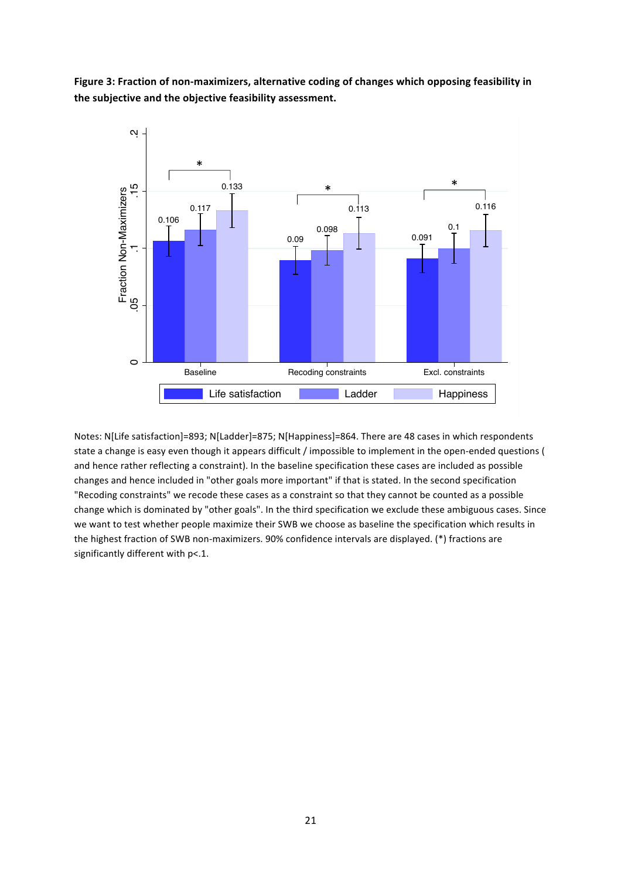**Figure 3: Fraction of non-maximizers, alternative coding of changes which opposing feasibility in the subjective and the objective feasibility assessment.**

Notes: N[Life satisfaction]=893; N[Ladder]=875; N[Happiness]=864. There are 48 cases in which respondents state a change is easy even though it appears difficult / impossible to implement in the open-ended questions ( and hence rather reflecting a constraint). In the baseline specification these cases are included as possible changes and hence included in "other goals more important" if that is stated. In the second specification "Recoding constraints" we recode these cases as a constraint so that they cannot be counted as a possible change which is dominated by "other goals". In the third specification we exclude these ambiguous cases. Since we want to test whether people maximize their SWB we choose as baseline the specification which results in the highest fraction of SWB non-maximizers. 90% confidence intervals are displayed. (*) fractions are significantly different with p<.1.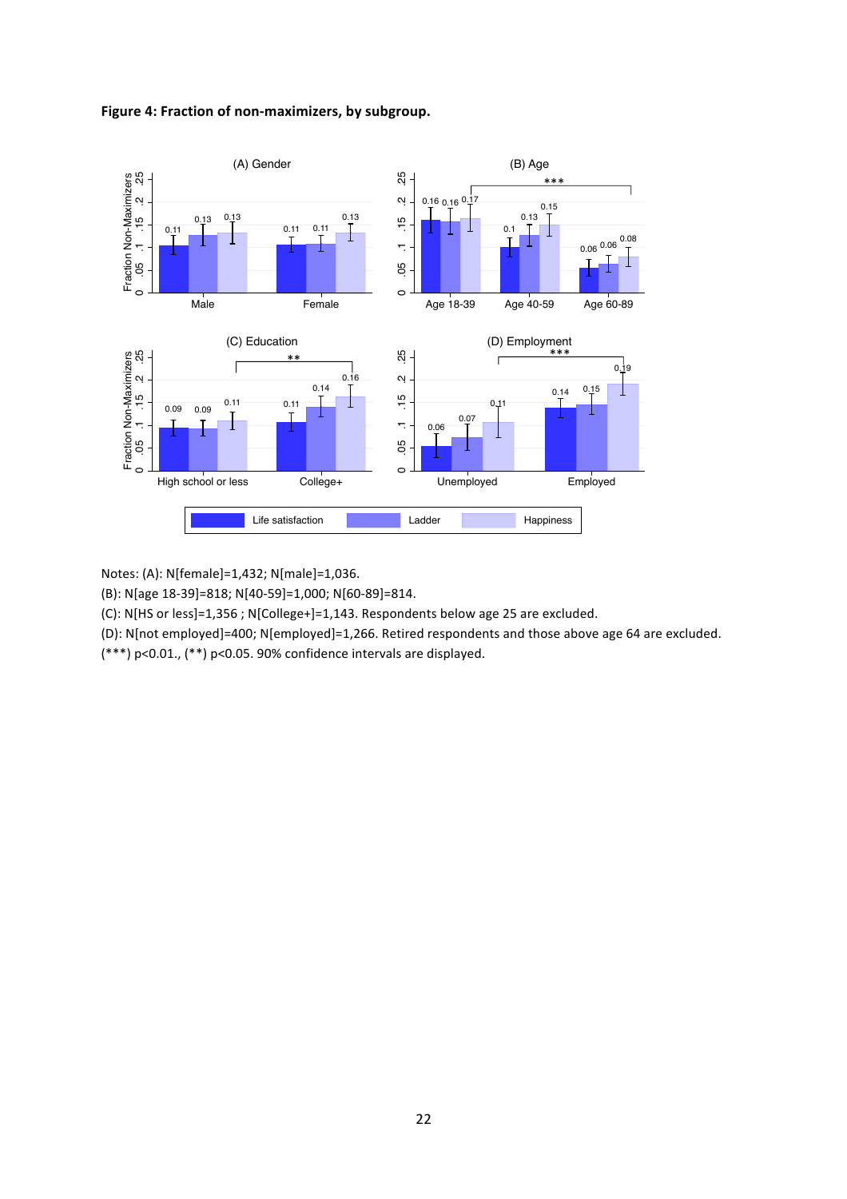**Figure 4: Fraction of non-maximizers, by subgroup.**

Notes: (A): N[female]=1,432; N[male]=1,036.

(B): N[age 18-39]=818; N[40-59]=1,000; N[60-89]=814.

(C): N[HS or less]=1,356 ; N[College+]=1,143. Respondents below age 25 are excluded.

(D): N[not employed]=400; N[employed]=1,266. Retired respondents and those above age 64 are excluded.

(***) p<0.01., (**) p<0.05. 90% confidence intervals are displayed.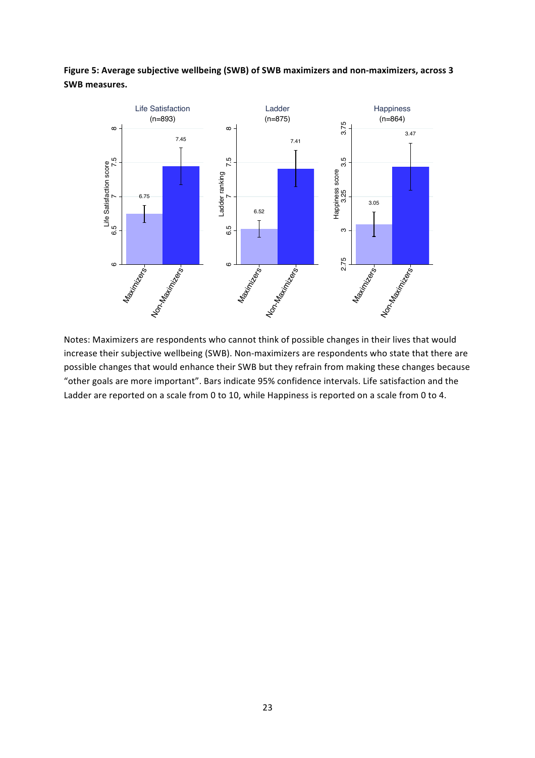**Figure 5: Average subjective wellbeing (SWB) of SWB maximizers and non-maximizers, across 3 SWB measures.**

Notes: Maximizers are respondents who cannot think of possible changes in their lives that would increase their subjective wellbeing (SWB). Non-maximizers are respondents who state that there are possible changes that would enhance their SWB but they refrain from making these changes because "other goals are more important". Bars indicate 95% confidence intervals. Life satisfaction and the Ladder are reported on a scale from 0 to 10, while Happiness is reported on a scale from 0 to 4.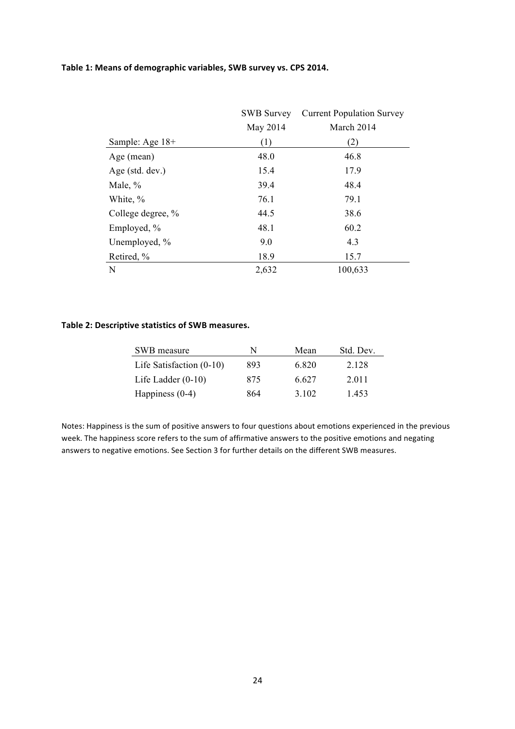**Table 1: Means of demographic variables, SWB survey vs. CPS 2014.**

| | SWB Survey May 2014 | Current Population Survey March 2014 |
|---|---|---|
| Sample: Age 18+ | (1) | (2) |
| Age (mean) | 48.0 | 46.8 |
| Age (std. dev.) | 15.4 | 17.9 |
| Male, % | 39.4 | 48.4 |
| White, % | 76.1 | 79.1 |
| College degree, % | 44.5 | 38.6 |
| Employed, % | 48.1 | 60.2 |
| Unemployed, % | 9.0 | 4.3 |
| Retired, % | 18.9 | 15.7 |
| N | 2,632 | 100,633 |

**Table 2: Descriptive statistics of SWB measures.**

| SWB measure | N | Mean | Std. Dev. |
|---|---|---|---|
| Life Satisfaction (0-10) | 893 | 6.820 | 2.128 |
| Life Ladder (0-10) | 875 | 6.627 | 2.011 |
| Happiness (0-4) | 864 | 3.102 | 1.453 |

Notes: Happiness is the sum of positive answers to four questions about emotions experienced in the previous week. The happiness score refers to the sum of affirmative answers to the positive emotions and negating answers to negative emotions. See Section 3 for further details on the different SWB measures.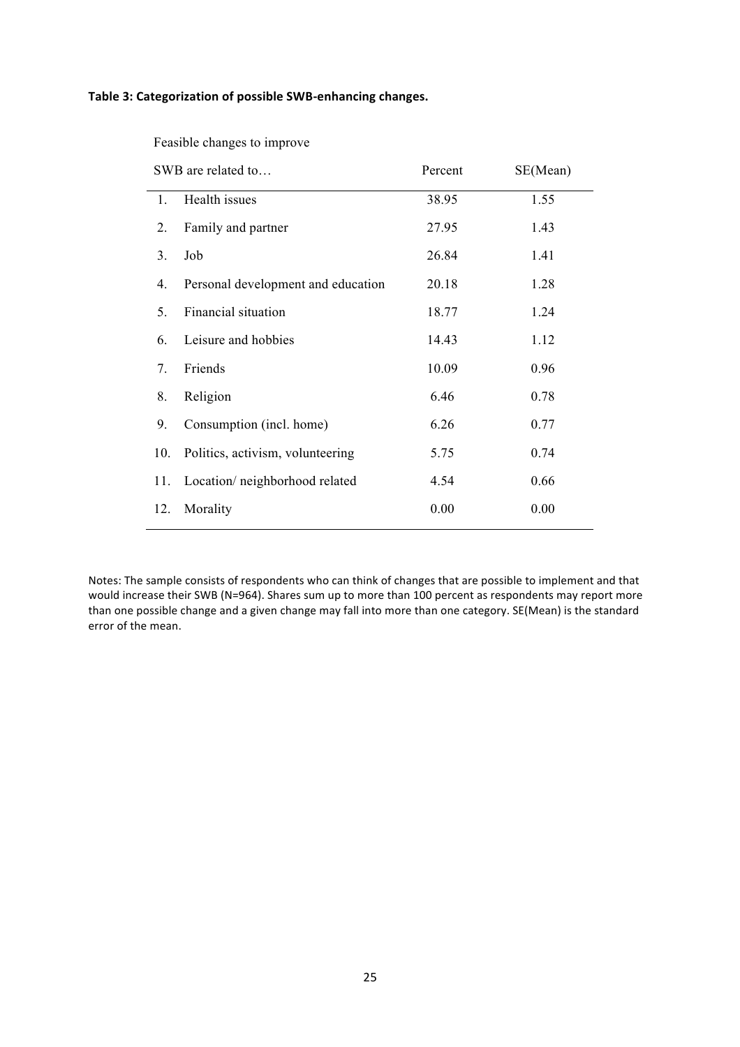**Table 3: Categorization of possible SWB-enhancing changes.**

| | Feasible changes to improve SWB are related to… | Percent | SE(Mean) |
|---|---|---|---|
| 1. | Health issues | 38.95 | 1.55 |
| 2. | Family and partner | 27.95 | 1.43 |
| 3. | Job | 26.84 | 1.41 |
| 4. | Personal development and education | 20.18 | 1.28 |
| 5. | Financial situation | 18.77 | 1.24 |
| 6. | Leisure and hobbies | 14.43 | 1.12 |
| 7. | Friends | 10.09 | 0.96 |
| 8. | Religion | 6.46 | 0.78 |
| 9. | Consumption (incl. home) | 6.26 | 0.77 |
| 10. | Politics, activism, volunteering | 5.75 | 0.74 |
| 11. | Location/ neighborhood related | 4.54 | 0.66 |
| 12. | Morality | 0.00 | 0.00 |

Notes: The sample consists of respondents who can think of changes that are possible to implement and that would increase their SWB (N=964). Shares sum up to more than 100 percent as respondents may report more than one possible change and a given change may fall into more than one category. SE(Mean) is the standard error of the mean.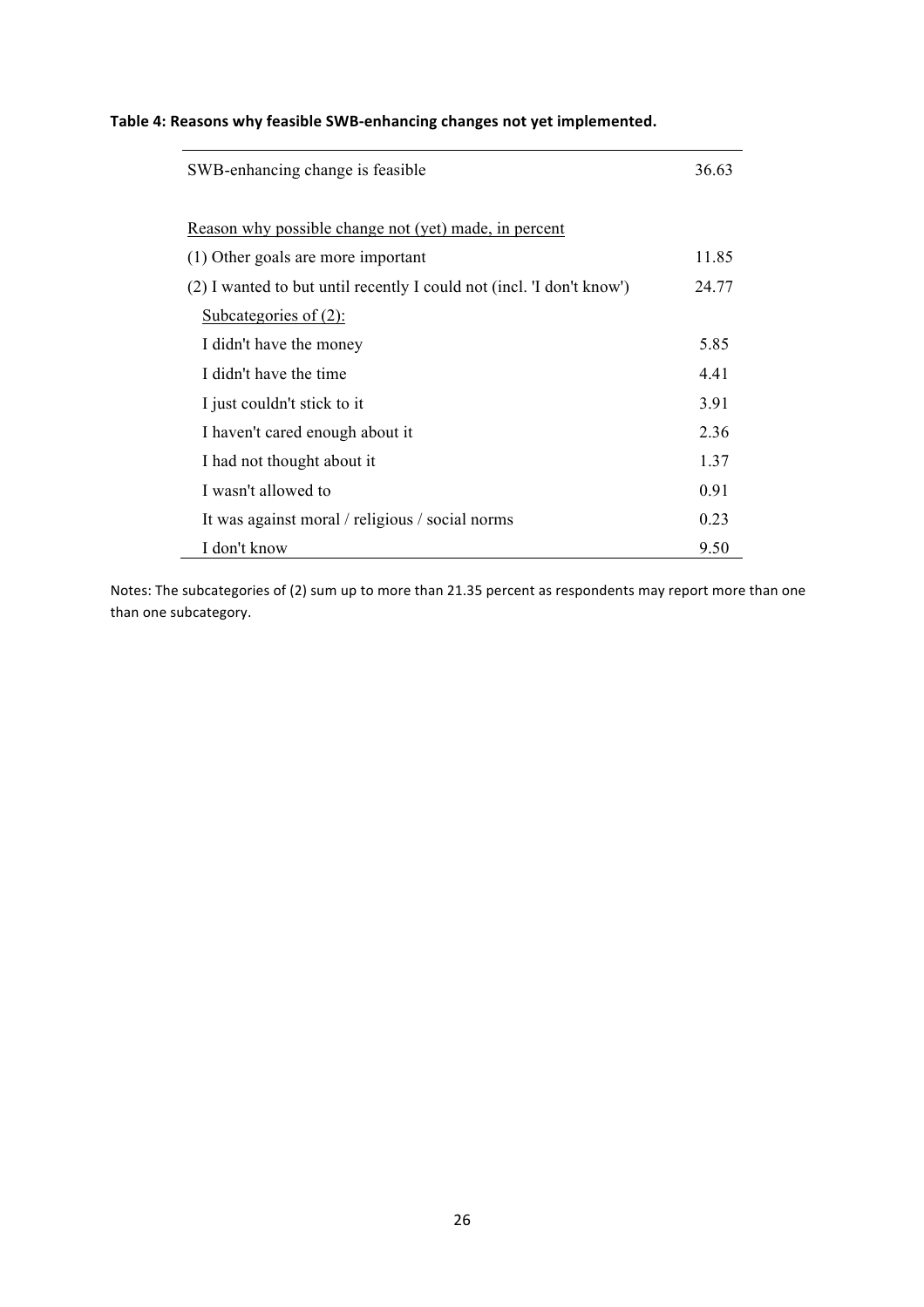**Table 4: Reasons why feasible SWB-enhancing changes not yet implemented.**

| | |
|---|---|
| SWB-enhancing change is feasible | 36.63 |
| <u>Reason why possible change not (yet) made, in percent</u> | |
| (1) Other goals are more important | 11.85 |
| (2) I wanted to but until recently I could not (incl. 'I don't know') | 24.77 |
| <u>Subcategories of (2):</u> | |
| I didn't have the money | 5.85 |
| I didn't have the time | 4.41 |
| I just couldn't stick to it | 3.91 |
| I haven't cared enough about it | 2.36 |
| I had not thought about it | 1.37 |
| I wasn't allowed to | 0.91 |
| It was against moral / religious / social norms | 0.23 |
| I don't know | 9.50 |

Notes: The subcategories of (2) sum up to more than 21.35 percent as respondents may report more than one than one subcategory.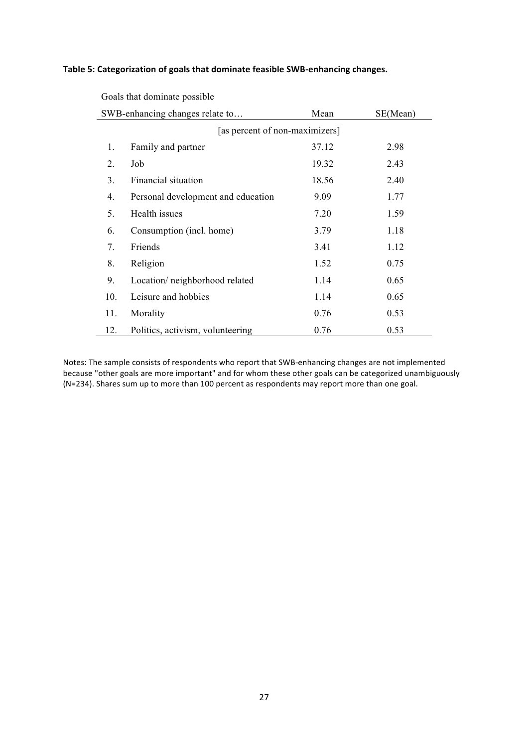**Table 5: Categorization of goals that dominate feasible SWB-enhancing changes.**

| Goals that dominate possible SWB-enhancing changes relate to… | | Mean | SE(Mean) |
|---|---|---|---|
| | [as percent of non-maximizers] | | |
| 1. | Family and partner | 37.12 | 2.98 |
| 2. | Job | 19.32 | 2.43 |
| 3. | Financial situation | 18.56 | 2.40 |
| 4. | Personal development and education | 9.09 | 1.77 |
| 5. | Health issues | 7.20 | 1.59 |
| 6. | Consumption (incl. home) | 3.79 | 1.18 |
| 7. | Friends | 3.41 | 1.12 |
| 8. | Religion | 1.52 | 0.75 |
| 9. | Location/ neighborhood related | 1.14 | 0.65 |
| 10. | Leisure and hobbies | 1.14 | 0.65 |
| 11. | Morality | 0.76 | 0.53 |
| 12. | Politics, activism, volunteering | 0.76 | 0.53 |

Notes: The sample consists of respondents who report that SWB-enhancing changes are not implemented because "other goals are more important" and for whom these other goals can be categorized unambiguously (N=234). Shares sum up to more than 100 percent as respondents may report more than one goal.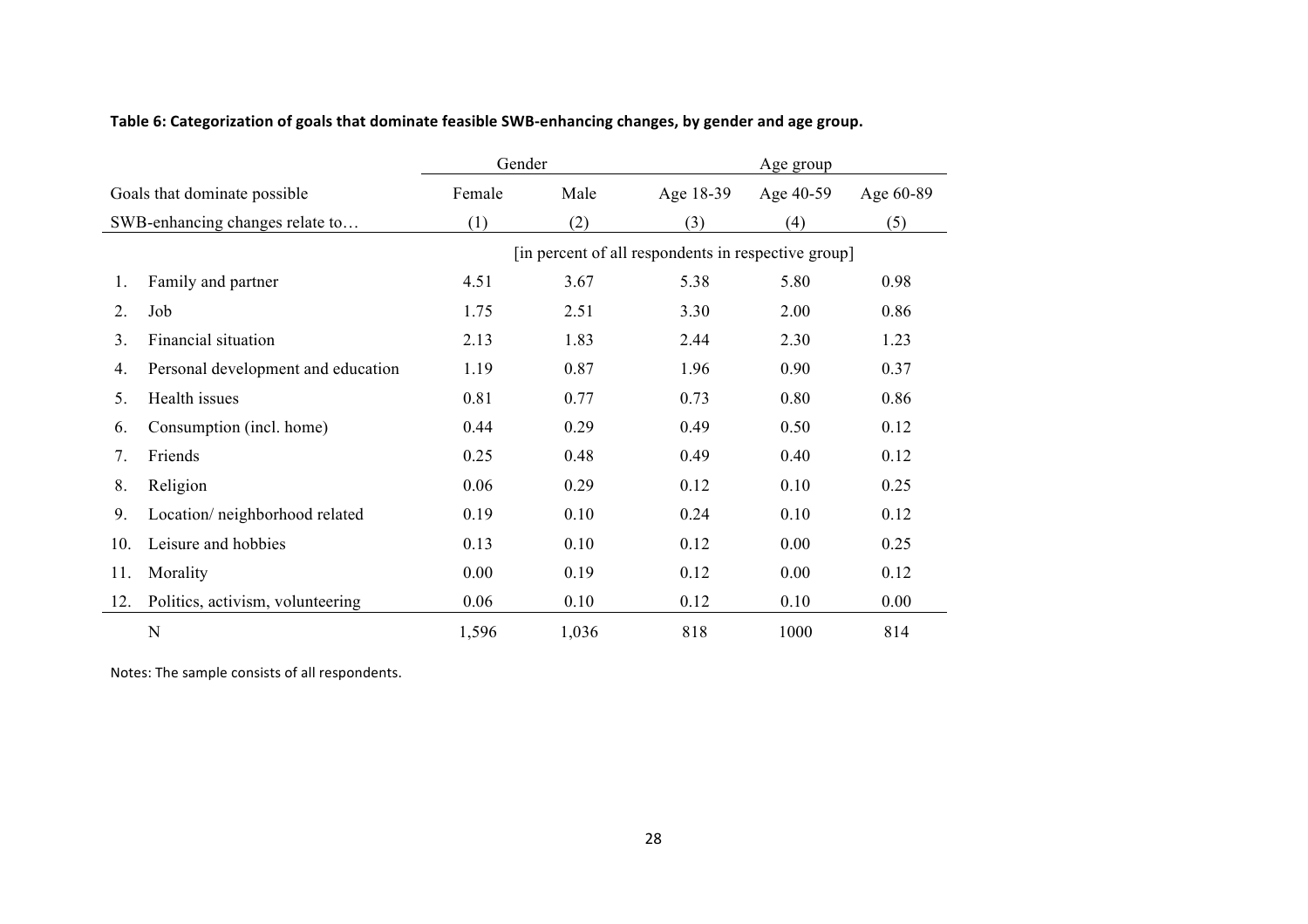**Table 6: Categorization of goals that dominate feasible SWB-enhancing changes, by gender and age group.**

| | | Gender | | Age group | | |
|---|---|---|---|---|---|---|
| Goals that dominate possible SWB-enhancing changes relate to… | | Female | Male | Age 18-39 | Age 40-59 | Age 60-89 |
| | | (1) | (2) | (3) | (4) | (5) |
| | | [in percent of all respondents in respective group] | | | | |
| 1. | Family and partner | 4.51 | 3.67 | 5.38 | 5.80 | 0.98 |
| 2. | Job | 1.75 | 2.51 | 3.30 | 2.00 | 0.86 |
| 3. | Financial situation | 2.13 | 1.83 | 2.44 | 2.30 | 1.23 |
| 4. | Personal development and education | 1.19 | 0.87 | 1.96 | 0.90 | 0.37 |
| 5. | Health issues | 0.81 | 0.77 | 0.73 | 0.80 | 0.86 |
| 6. | Consumption (incl. home) | 0.44 | 0.29 | 0.49 | 0.50 | 0.12 |
| 7. | Friends | 0.25 | 0.48 | 0.49 | 0.40 | 0.12 |
| 8. | Religion | 0.06 | 0.29 | 0.12 | 0.10 | 0.25 |
| 9. | Location/ neighborhood related | 0.19 | 0.10 | 0.24 | 0.10 | 0.12 |
| 10. | Leisure and hobbies | 0.13 | 0.10 | 0.12 | 0.00 | 0.25 |
| 11. | Morality | 0.00 | 0.19 | 0.12 | 0.00 | 0.12 |
| 12. | Politics, activism, volunteering | 0.06 | 0.10 | 0.12 | 0.10 | 0.00 |
| | N | 1,596 | 1,036 | 818 | 1000 | 814 |

Notes: The sample consists of all respondents.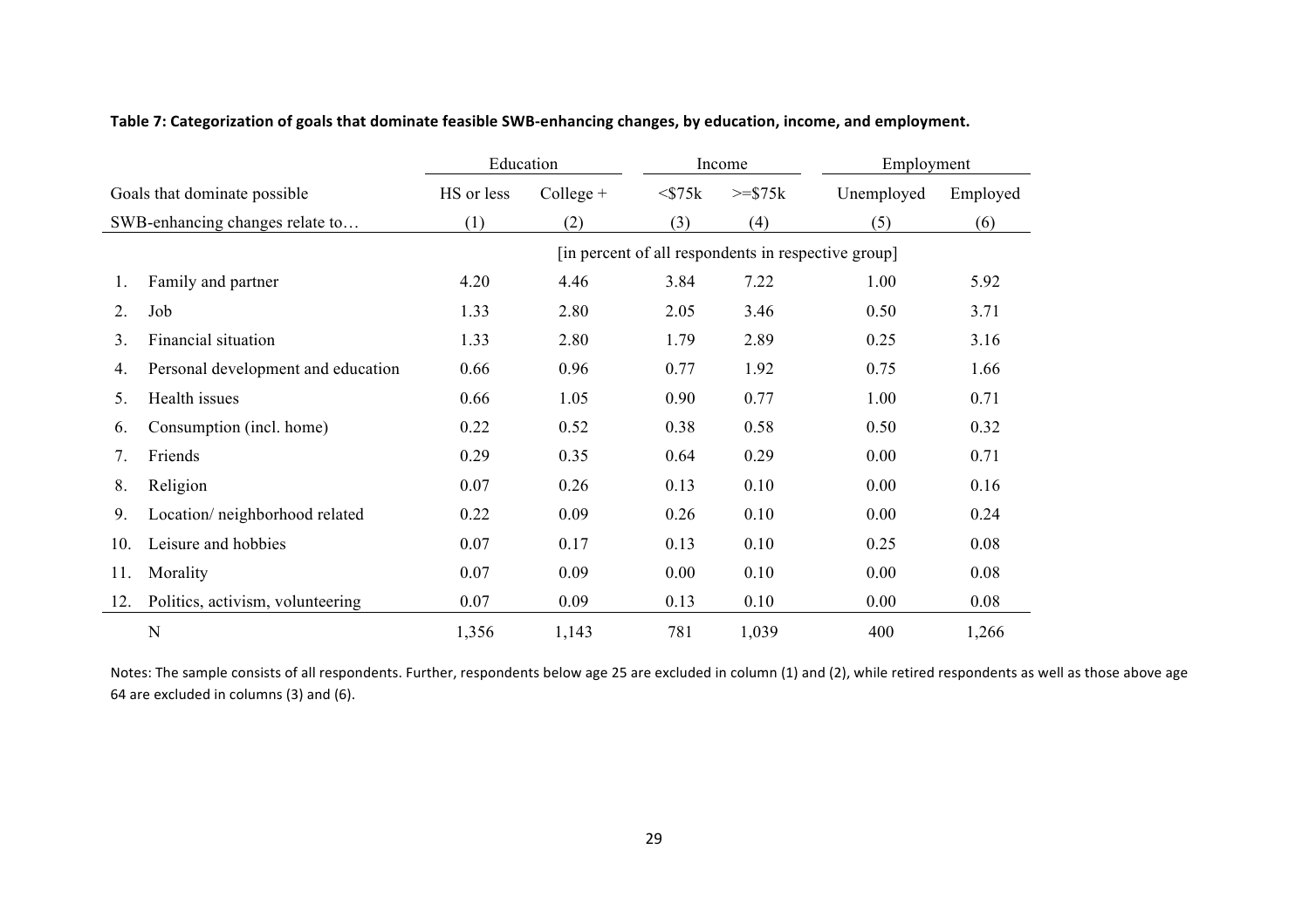**Table 7: Categorization of goals that dominate feasible SWB-enhancing changes, by education, income, and employment.**

| | | Education | | Income | | Employment | |
|---|---|---|---|---|---|---|---|
| Goals that dominate possible | | HS or less | College + | <$75k | >=$75k | Unemployed | Employed |
| SWB-enhancing changes relate to… | | (1) | (2) | (3) | (4) | (5) | (6) |
| | | [in percent of all respondents in respective group] | | | | | |
| 1. | Family and partner | 4.20 | 4.46 | 3.84 | 7.22 | 1.00 | 5.92 |
| 2. | Job | 1.33 | 2.80 | 2.05 | 3.46 | 0.50 | 3.71 |
| 3. | Financial situation | 1.33 | 2.80 | 1.79 | 2.89 | 0.25 | 3.16 |
| 4. | Personal development and education | 0.66 | 0.96 | 0.77 | 1.92 | 0.75 | 1.66 |
| 5. | Health issues | 0.66 | 1.05 | 0.90 | 0.77 | 1.00 | 0.71 |
| 6. | Consumption (incl. home) | 0.22 | 0.52 | 0.38 | 0.58 | 0.50 | 0.32 |
| 7. | Friends | 0.29 | 0.35 | 0.64 | 0.29 | 0.00 | 0.71 |
| 8. | Religion | 0.07 | 0.26 | 0.13 | 0.10 | 0.00 | 0.16 |
| 9. | Location/ neighborhood related | 0.22 | 0.09 | 0.26 | 0.10 | 0.00 | 0.24 |
| 10. | Leisure and hobbies | 0.07 | 0.17 | 0.13 | 0.10 | 0.25 | 0.08 |
| 11. | Morality | 0.07 | 0.09 | 0.00 | 0.10 | 0.00 | 0.08 |
| 12. | Politics, activism, volunteering | 0.07 | 0.09 | 0.13 | 0.10 | 0.00 | 0.08 |
| | N | 1,356 | 1,143 | 781 | 1,039 | 400 | 1,266 |

Notes: The sample consists of all respondents. Further, respondents below age 25 are excluded in column (1) and (2), while retired respondents as well as those above age 64 are excluded in columns (3) and (6).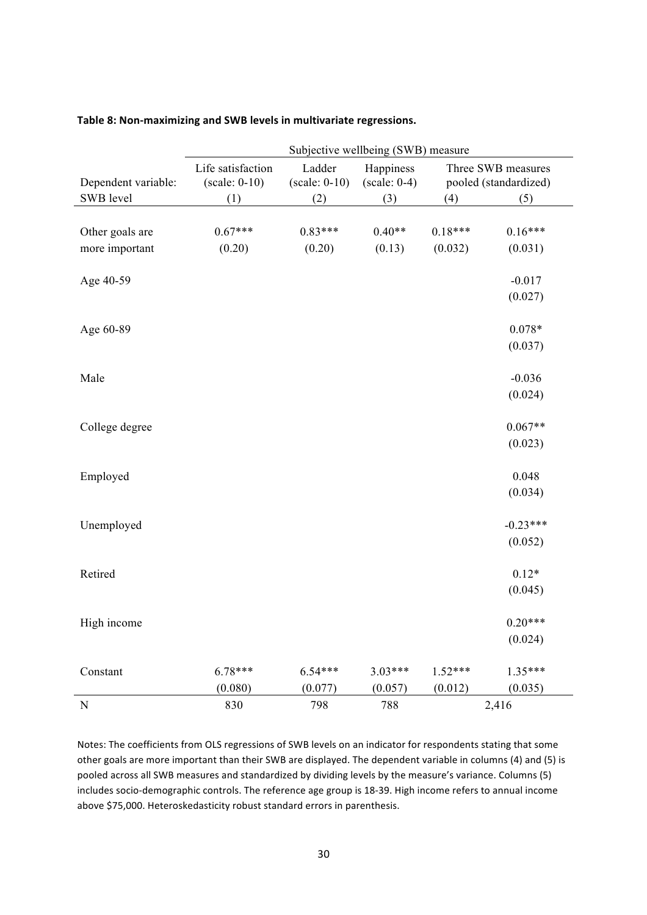**Table 8: Non-maximizing and SWB levels in multivariate regressions.**

| | Subjective wellbeing (SWB) measure | | | | |
|---|---|---|---|---|---|
| Dependent variable: | Life satisfaction (scale: 0-10) | Ladder (scale: 0-10) | Happiness (scale: 0-4) | Three SWB measures pooled (standardized) | |
| SWB level | (1) | (2) | (3) | (4) | (5) |
| Other goals are more important | 0.67*** (0.20) | 0.83*** (0.20) | 0.40** (0.13) | 0.18*** (0.032) | 0.16*** (0.031) |
| Age 40-59 | | | | | -0.017 (0.027) |
| Age 60-89 | | | | | 0.078* (0.037) |
| Male | | | | | -0.036 (0.024) |
| College degree | | | | | 0.067** (0.023) |
| Employed | | | | | 0.048 (0.034) |
| Unemployed | | | | | -0.23*** (0.052) |
| Retired | | | | | 0.12* (0.045) |
| High income | | | | | 0.20*** (0.024) |
| Constant | 6.78*** (0.080) | 6.54*** (0.077) | 3.03*** (0.057) | 1.52*** (0.012) | 1.35*** (0.035) |
| N | 830 | 798 | 788 | 2,416 | |

Notes: The coefficients from OLS regressions of SWB levels on an indicator for respondents stating that some other goals are more important than their SWB are displayed. The dependent variable in columns (4) and (5) is pooled across all SWB measures and standardized by dividing levels by the measure's variance. Columns (5) includes socio-demographic controls. The reference age group is 18-39. High income refers to annual income above $75,000. Heteroskedasticity robust standard errors in parenthesis.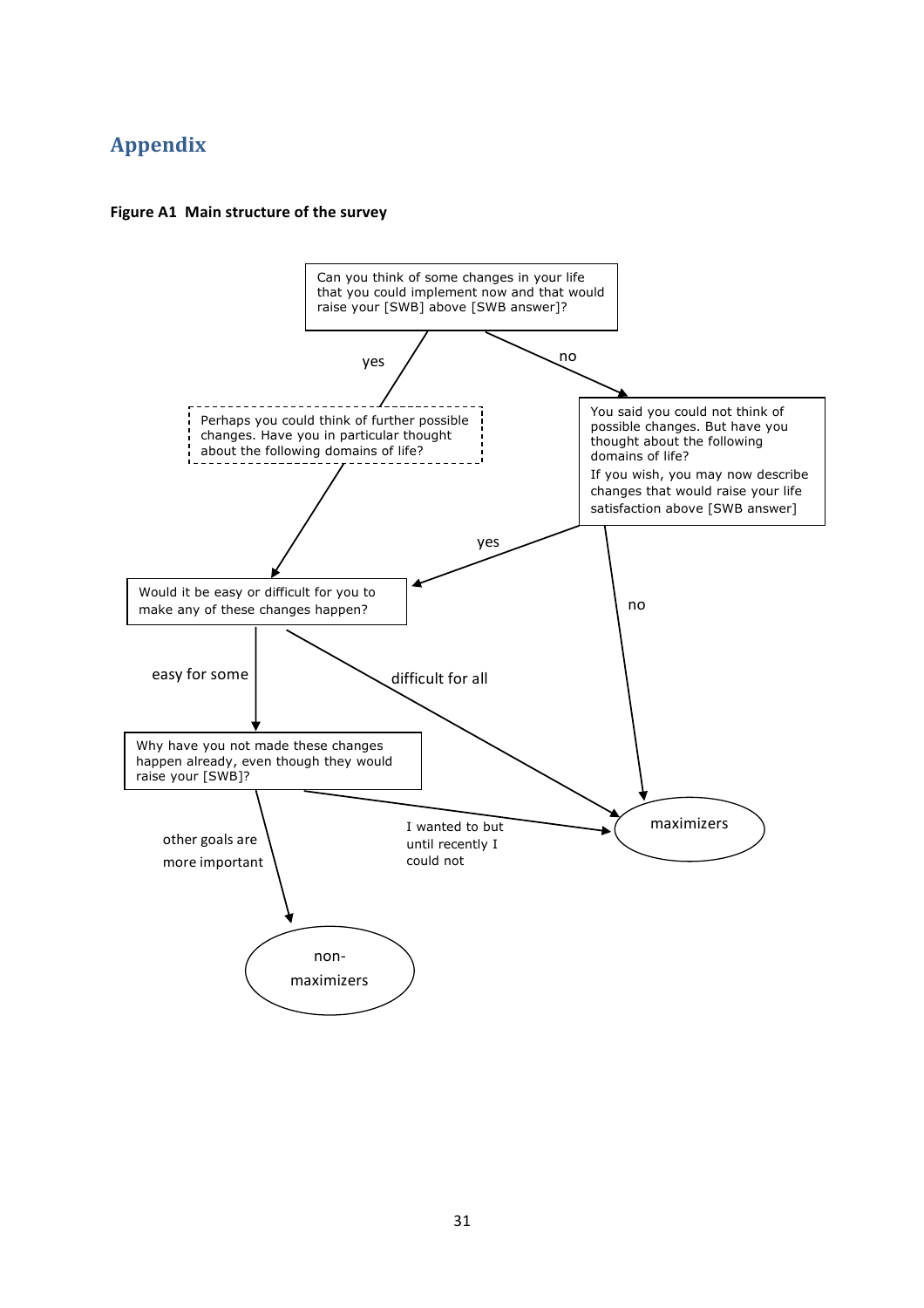# Appendix

**Figure A1 Main structure of the survey**

Can you think of some changes in your life that you could implement now and that would raise your [SWB] above [SWB answer]?

yes

no

Perhaps you could think of further possible changes. Have you in particular thought about the following domains of life?

You said you could not think of possible changes. But have you thought about the following domains of life?

If you wish, you may now describe changes that would raise your life satisfaction above [SWB answer]

yes

no

Would it be easy or difficult for you to make any of these changes happen?

easy for some

difficult for all

Why have you not made these changes happen already, even though they would raise your [SWB]?

other goals are more important

I wanted to but until recently I could not

maximizers

non-maximizers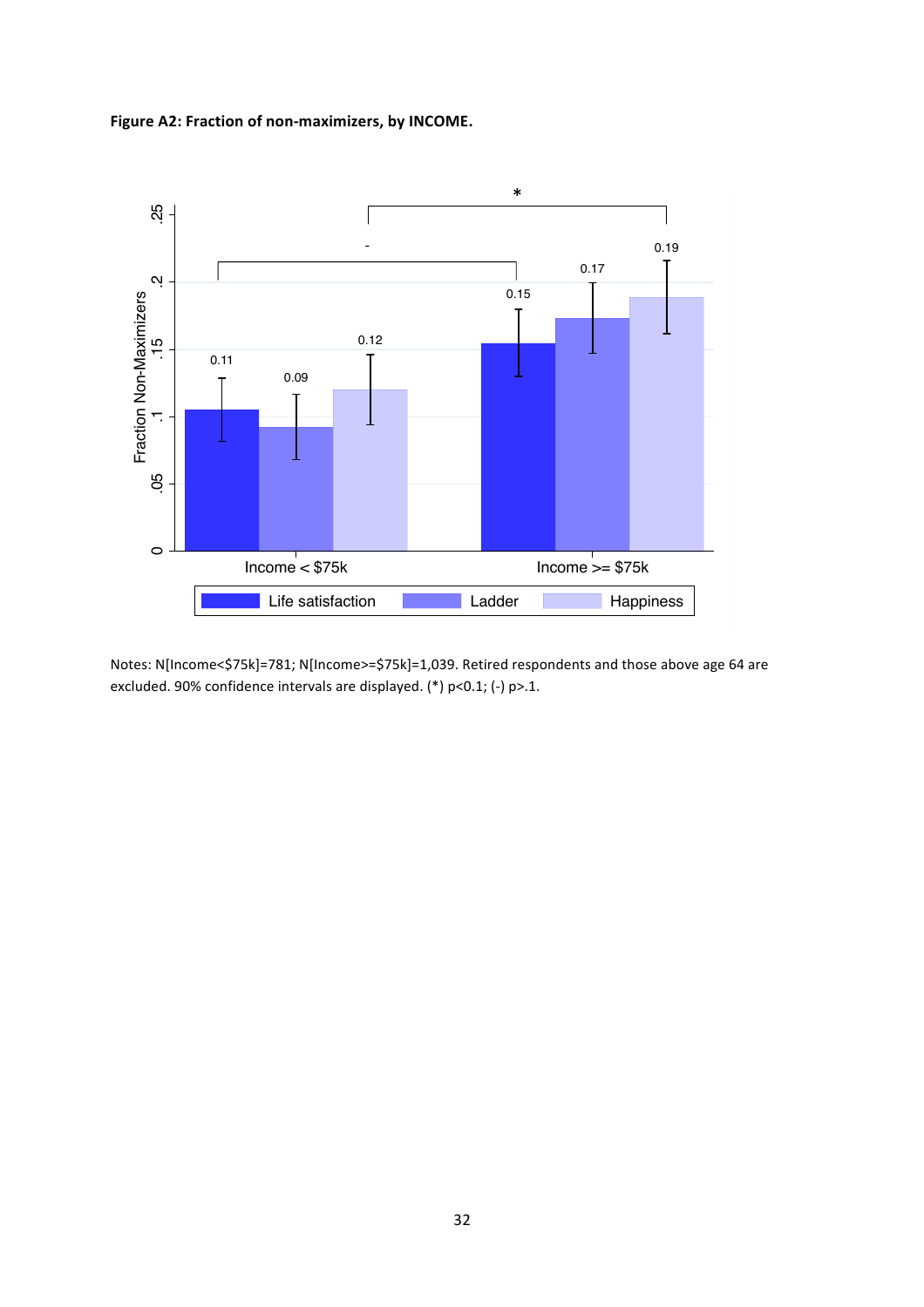**Figure A2: Fraction of non-maximizers, by INCOME.**

Notes: N[Income<$75k]=781; N[Income>=$75k]=1,039. Retired respondents and those above age 64 are excluded. 90% confidence intervals are displayed. (*) p<0.1; (-) p>.1.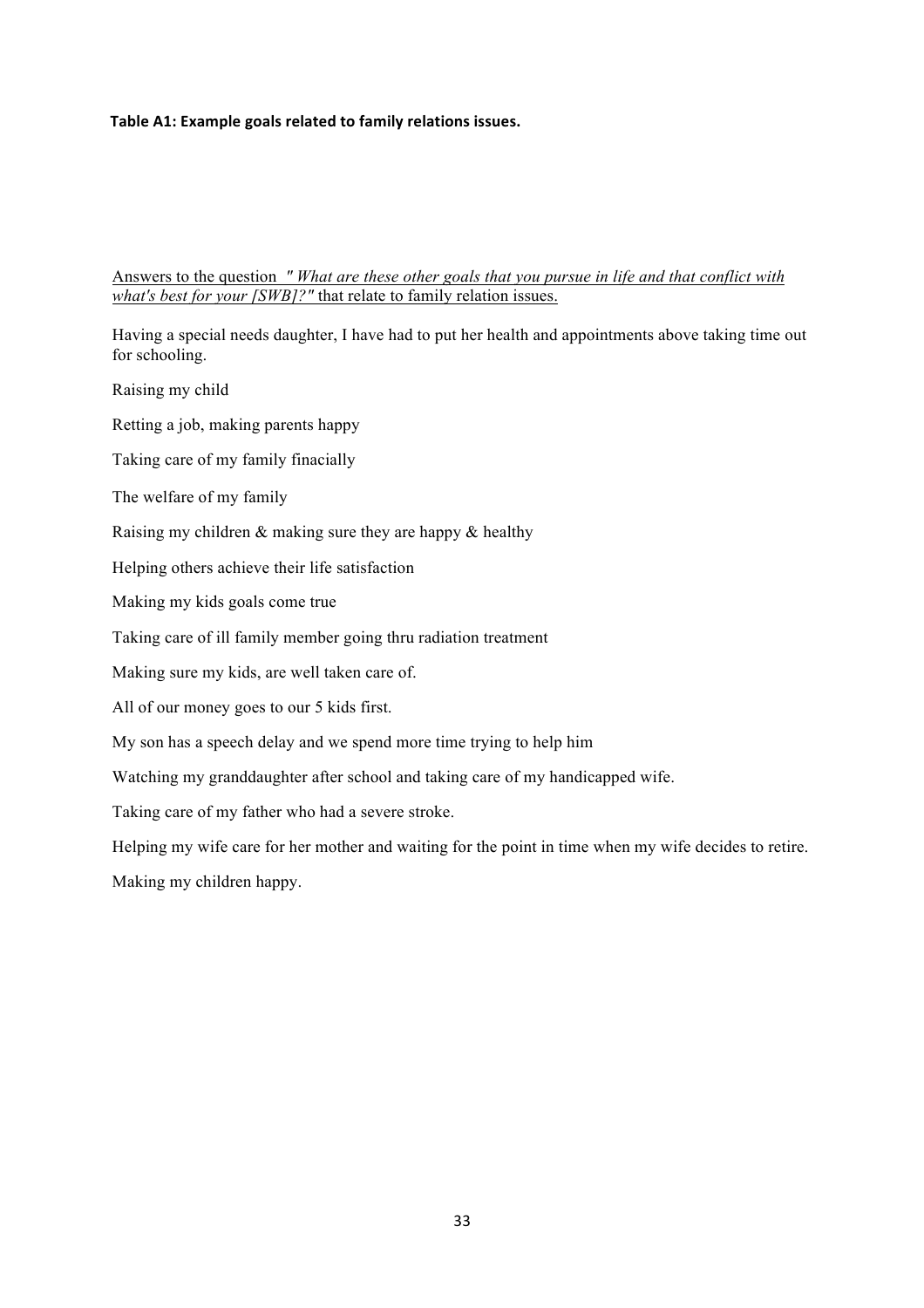**Table A1: Example goals related to family relations issues.**

<u>Answers to the question *" What are these other goals that you pursue in life and that conflict with what's best for your [SWB]?"* that relate to family relation issues.</u>

Having a special needs daughter, I have had to put her health and appointments above taking time out for schooling.

Raising my child

Retting a job, making parents happy

Taking care of my family finacially

The welfare of my family

Raising my children & making sure they are happy & healthy

Helping others achieve their life satisfaction

Making my kids goals come true

Taking care of ill family member going thru radiation treatment

Making sure my kids, are well taken care of.

All of our money goes to our 5 kids first.

My son has a speech delay and we spend more time trying to help him

Watching my granddaughter after school and taking care of my handicapped wife.

Taking care of my father who had a severe stroke.

Helping my wife care for her mother and waiting for the point in time when my wife decides to retire.

Making my children happy.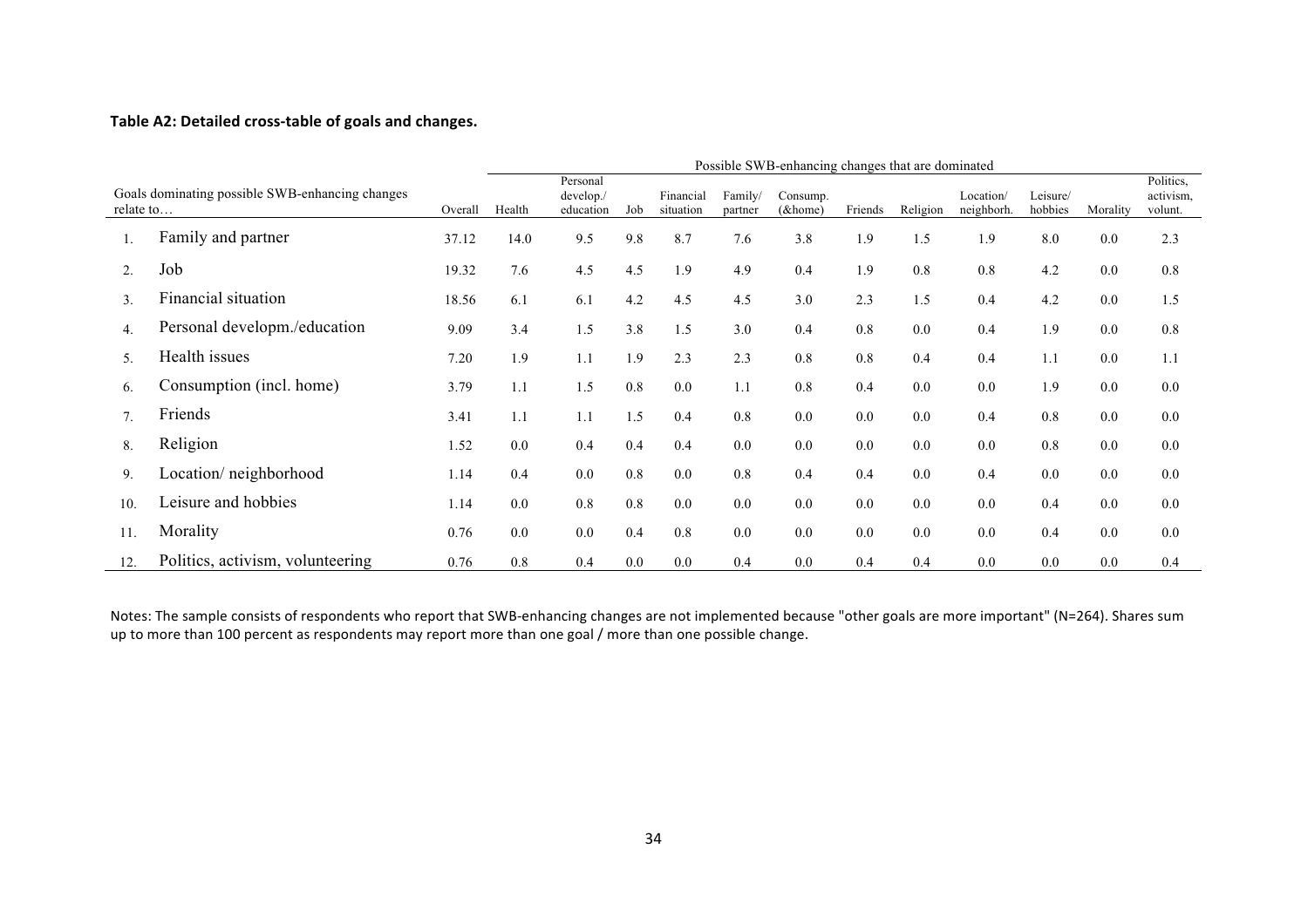**Table A2: Detailed cross-table of goals and changes.**

| Goals dominating possible SWB-enhancing changes relate to… | | Overall | Possible SWB-enhancing changes that are dominated | | | | | | | | | | | |
|---|---|---|---|---|---|---|---|---|---|---|---|---|---|---|
| | | | Health | Personal develop./ education | Job | Financial situation | Family/ partner | Consump. (&home) | Friends | Religion | Location/ neighborh. | Leisure/ hobbies | Morality | Politics, activism, volunt. |
| 1. | Family and partner | 37.12 | 14.0 | 9.5 | 9.8 | 8.7 | 7.6 | 3.8 | 1.9 | 1.5 | 1.9 | 8.0 | 0.0 | 2.3 |
| 2. | Job | 19.32 | 7.6 | 4.5 | 4.5 | 1.9 | 4.9 | 0.4 | 1.9 | 0.8 | 0.8 | 4.2 | 0.0 | 0.8 |
| 3. | Financial situation | 18.56 | 6.1 | 6.1 | 4.2 | 4.5 | 4.5 | 3.0 | 2.3 | 1.5 | 0.4 | 4.2 | 0.0 | 1.5 |
| 4. | Personal developm./education | 9.09 | 3.4 | 1.5 | 3.8 | 1.5 | 3.0 | 0.4 | 0.8 | 0.0 | 0.4 | 1.9 | 0.0 | 0.8 |
| 5. | Health issues | 7.20 | 1.9 | 1.1 | 1.9 | 2.3 | 2.3 | 0.8 | 0.8 | 0.4 | 0.4 | 1.1 | 0.0 | 1.1 |
| 6. | Consumption (incl. home) | 3.79 | 1.1 | 1.5 | 0.8 | 0.0 | 1.1 | 0.8 | 0.4 | 0.0 | 0.0 | 1.9 | 0.0 | 0.0 |
| 7. | Friends | 3.41 | 1.1 | 1.1 | 1.5 | 0.4 | 0.8 | 0.0 | 0.0 | 0.0 | 0.4 | 0.8 | 0.0 | 0.0 |
| 8. | Religion | 1.52 | 0.0 | 0.4 | 0.4 | 0.4 | 0.0 | 0.0 | 0.0 | 0.0 | 0.0 | 0.8 | 0.0 | 0.0 |
| 9. | Location/ neighborhood | 1.14 | 0.4 | 0.0 | 0.8 | 0.0 | 0.8 | 0.4 | 0.4 | 0.0 | 0.4 | 0.0 | 0.0 | 0.0 |
| 10. | Leisure and hobbies | 1.14 | 0.0 | 0.8 | 0.8 | 0.0 | 0.0 | 0.0 | 0.0 | 0.0 | 0.0 | 0.4 | 0.0 | 0.0 |
| 11. | Morality | 0.76 | 0.0 | 0.0 | 0.4 | 0.8 | 0.0 | 0.0 | 0.0 | 0.0 | 0.0 | 0.4 | 0.0 | 0.0 |
| 12. | Politics, activism, volunteering | 0.76 | 0.8 | 0.4 | 0.0 | 0.0 | 0.4 | 0.0 | 0.4 | 0.4 | 0.0 | 0.0 | 0.0 | 0.4 |

Notes: The sample consists of respondents who report that SWB-enhancing changes are not implemented because "other goals are more important" (N=264). Shares sum up to more than 100 percent as respondents may report more than one goal / more than one possible change.